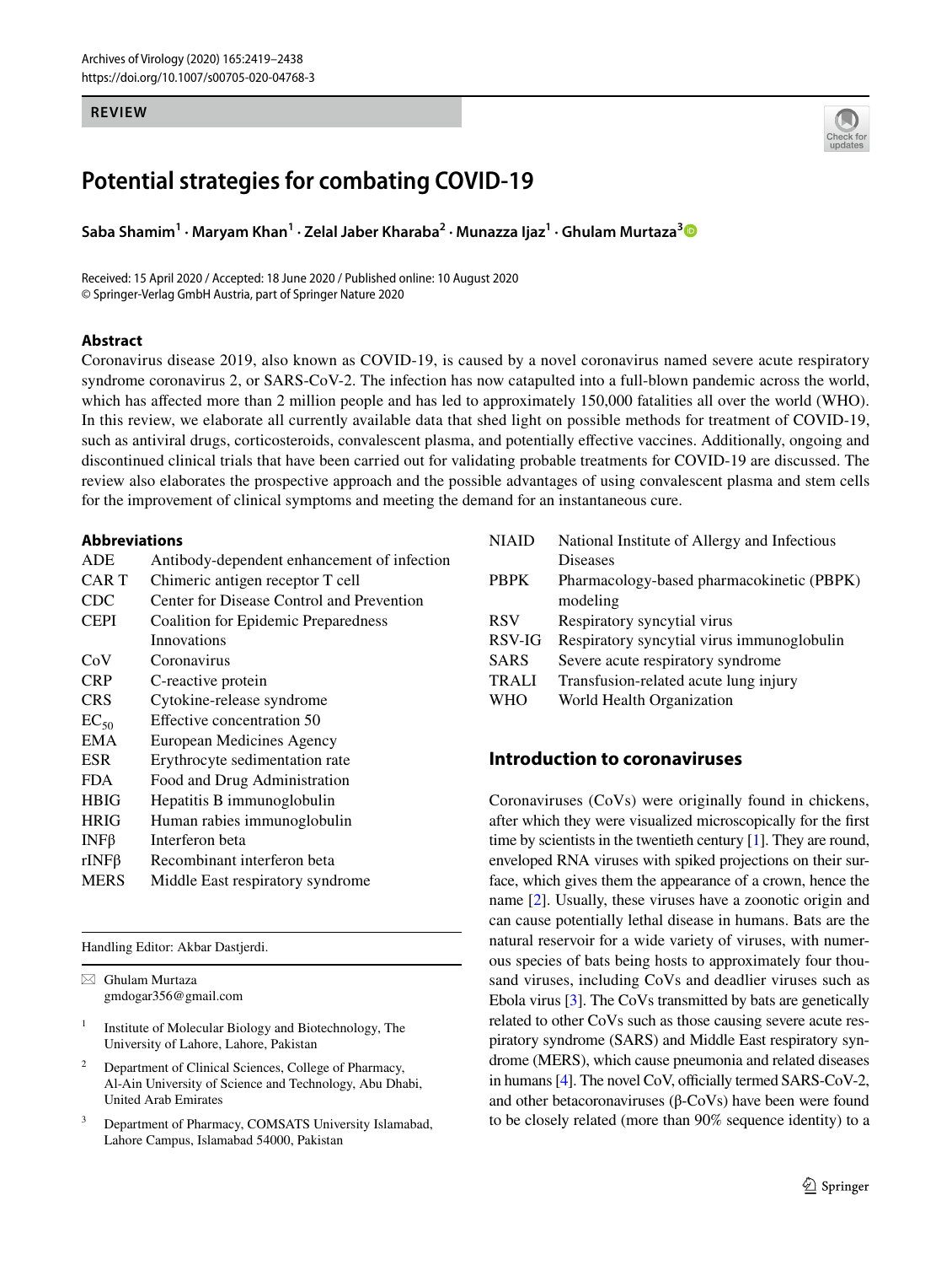**REVIEW**

# Potential strategies for combating COVID-19

**Saba Shamim[1] · Maryam Khan[1] · Zelal Jaber Kharaba[2] · Munazza Ijaz[1] · Ghulam Murtaza[3]**

Received: 15 April 2020 / Accepted: 18 June 2020 / Published online: 10 August 2020
© Springer-Verlag GmbH Austria, part of Springer Nature 2020

## Abstract

Coronavirus disease 2019, also known as COVID-19, is caused by a novel coronavirus named severe acute respiratory syndrome coronavirus 2, or SARS-CoV-2. The infection has now catapulted into a full-blown pandemic across the world, which has affected more than 2 million people and has led to approximately 150,000 fatalities all over the world (WHO). In this review, we elaborate all currently available data that shed light on possible methods for treatment of COVID-19, such as antiviral drugs, corticosteroids, convalescent plasma, and potentially effective vaccines. Additionally, ongoing and discontinued clinical trials that have been carried out for validating probable treatments for COVID-19 are discussed. The review also elaborates the prospective approach and the possible advantages of using convalescent plasma and stem cells for the improvement of clinical symptoms and meeting the demand for an instantaneous cure.

### Abbreviations

| | |
|---|---|
| ADE | Antibody-dependent enhancement of infection |
| CAR T | Chimeric antigen receptor T cell |
| CDC | Center for Disease Control and Prevention |
| CEPI | Coalition for Epidemic Preparedness Innovations |
| CoV | Coronavirus |
| CRP | C-reactive protein |
| CRS | Cytokine-release syndrome |
| $EC_{50}$ | Effective concentration 50 |
| EMA | European Medicines Agency |
| ESR | Erythrocyte sedimentation rate |
| FDA | Food and Drug Administration |
| HBIG | Hepatitis B immunoglobulin |
| HRIG | Human rabies immunoglobulin |
| INFβ | Interferon beta |
| rINFβ | Recombinant interferon beta |
| MERS | Middle East respiratory syndrome |
| NIAID | National Institute of Allergy and Infectious Diseases |
| PBPK | Pharmacology-based pharmacokinetic (PBPK) modeling |
| RSV | Respiratory syncytial virus |
| RSV-IG | Respiratory syncytial virus immunoglobulin |
| SARS | Severe acute respiratory syndrome |
| TRALI | Transfusion-related acute lung injury |
| WHO | World Health Organization |

Handling Editor: Akbar Dastjerdi.

✉ Ghulam Murtaza
gmdogar356@gmail.com

[1] Institute of Molecular Biology and Biotechnology, The University of Lahore, Lahore, Pakistan

[2] Department of Clinical Sciences, College of Pharmacy, Al-Ain University of Science and Technology, Abu Dhabi, United Arab Emirates

[3] Department of Pharmacy, COMSATS University Islamabad, Lahore Campus, Islamabad 54000, Pakistan

## Introduction to coronaviruses

Coronaviruses (CoVs) were originally found in chickens, after which they were visualized microscopically for the first time by scientists in the twentieth century [1]. They are round, enveloped RNA viruses with spiked projections on their surface, which gives them the appearance of a crown, hence the name [2]. Usually, these viruses have a zoonotic origin and can cause potentially lethal disease in humans. Bats are the natural reservoir for a wide variety of viruses, with numerous species of bats being hosts to approximately four thousand viruses, including CoVs and deadlier viruses such as Ebola virus [3]. The CoVs transmitted by bats are genetically related to other CoVs such as those causing severe acute respiratory syndrome (SARS) and Middle East respiratory syndrome (MERS), which cause pneumonia and related diseases in humans [4]. The novel CoV, officially termed SARS-CoV-2, and other betacoronaviruses (β-CoVs) have been were found to be closely related (more than 90% sequence identity) to a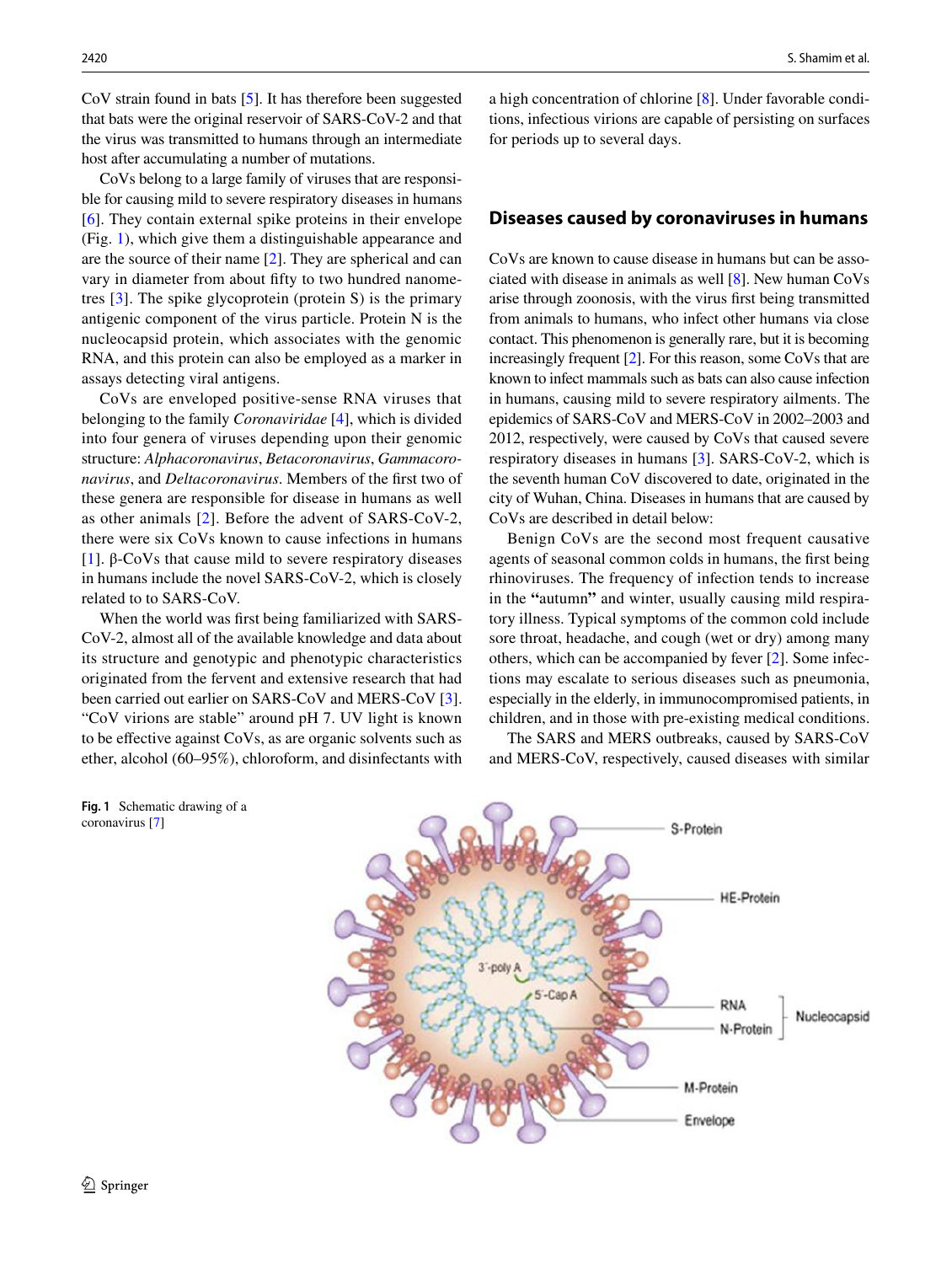CoV strain found in bats [5]. It has therefore been suggested that bats were the original reservoir of SARS-CoV-2 and that the virus was transmitted to humans through an intermediate host after accumulating a number of mutations.

CoVs belong to a large family of viruses that are responsible for causing mild to severe respiratory diseases in humans [6]. They contain external spike proteins in their envelope (Fig. 1), which give them a distinguishable appearance and are the source of their name [2]. They are spherical and can vary in diameter from about fifty to two hundred nanometres [3]. The spike glycoprotein (protein S) is the primary antigenic component of the virus particle. Protein N is the nucleocapsid protein, which associates with the genomic RNA, and this protein can also be employed as a marker in assays detecting viral antigens.

CoVs are enveloped positive-sense RNA viruses that belonging to the family *Coronaviridae* [4], which is divided into four genera of viruses depending upon their genomic structure: *Alphacoronavirus*, *Betacoronavirus*, *Gammacoronavirus*, and *Deltacoronavirus*. Members of the first two of these genera are responsible for disease in humans as well as other animals [2]. Before the advent of SARS-CoV-2, there were six CoVs known to cause infections in humans [1]. β-CoVs that cause mild to severe respiratory diseases in humans include the novel SARS-CoV-2, which is closely related to to SARS-CoV.

When the world was first being familiarized with SARS-CoV-2, almost all of the available knowledge and data about its structure and genotypic and phenotypic characteristics originated from the fervent and extensive research that had been carried out earlier on SARS-CoV and MERS-CoV [3]. "CoV virions are stable" around pH 7. UV light is known to be effective against CoVs, as are organic solvents such as ether, alcohol (60–95%), chloroform, and disinfectants with a high concentration of chlorine [8]. Under favorable conditions, infectious virions are capable of persisting on surfaces for periods up to several days.

Fig. 1 Schematic drawing of a coronavirus [7]

## Diseases caused by coronaviruses in humans

CoVs are known to cause disease in humans but can be associated with disease in animals as well [8]. New human CoVs arise through zoonosis, with the virus first being transmitted from animals to humans, who infect other humans via close contact. This phenomenon is generally rare, but it is becoming increasingly frequent [2]. For this reason, some CoVs that are known to infect mammals such as bats can also cause infection in humans, causing mild to severe respiratory ailments. The epidemics of SARS-CoV and MERS-CoV in 2002–2003 and 2012, respectively, were caused by CoVs that caused severe respiratory diseases in humans [3]. SARS-CoV-2, which is the seventh human CoV discovered to date, originated in the city of Wuhan, China. Diseases in humans that are caused by CoVs are described in detail below:

Benign CoVs are the second most frequent causative agents of seasonal common colds in humans, the first being rhinoviruses. The frequency of infection tends to increase in the **"**autumn**"** and winter, usually causing mild respiratory illness. Typical symptoms of the common cold include sore throat, headache, and cough (wet or dry) among many others, which can be accompanied by fever [2]. Some infections may escalate to serious diseases such as pneumonia, especially in the elderly, in immunocompromised patients, in children, and in those with pre-existing medical conditions.

The SARS and MERS outbreaks, caused by SARS-CoV and MERS-CoV, respectively, caused diseases with similar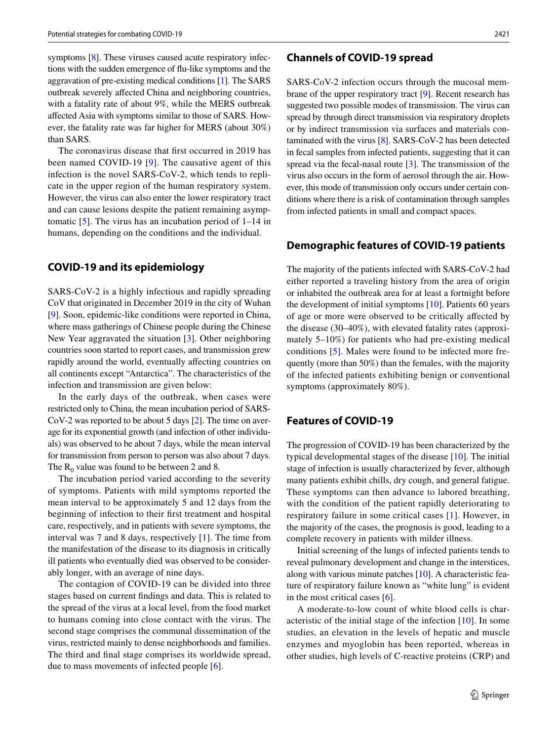symptoms [8]. These viruses caused acute respiratory infections with the sudden emergence of flu-like symptoms and the aggravation of pre-existing medical conditions [1]. The SARS outbreak severely affected China and neighboring countries, with a fatality rate of about 9%, while the MERS outbreak affected Asia with symptoms similar to those of SARS. However, the fatality rate was far higher for MERS (about 30%) than SARS.

The coronavirus disease that first occurred in 2019 has been named COVID-19 [9]. The causative agent of this infection is the novel SARS-CoV-2, which tends to replicate in the upper region of the human respiratory system. However, the virus can also enter the lower respiratory tract and can cause lesions despite the patient remaining asymptomatic [5]. The virus has an incubation period of 1–14 in humans, depending on the conditions and the individual.

## COVID-19 and its epidemiology

SARS-CoV-2 is a highly infectious and rapidly spreading CoV that originated in December 2019 in the city of Wuhan [9]. Soon, epidemic-like conditions were reported in China, where mass gatherings of Chinese people during the Chinese New Year aggravated the situation [3]. Other neighboring countries soon started to report cases, and transmission grew rapidly around the world, eventually affecting countries on all continents except "Antarctica". The characteristics of the infection and transmission are given below:

In the early days of the outbreak, when cases were restricted only to China, the mean incubation period of SARS-CoV-2 was reported to be about 5 days [2]. The time on average for its exponential growth (and infection of other individuals) was observed to be about 7 days, while the mean interval for transmission from person to person was also about 7 days. The $R_0$ value was found to be between 2 and 8.

The incubation period varied according to the severity of symptoms. Patients with mild symptoms reported the mean interval to be approximately 5 and 12 days from the beginning of infection to their first treatment and hospital care, respectively, and in patients with severe symptoms, the interval was 7 and 8 days, respectively [1]. The time from the manifestation of the disease to its diagnosis in critically ill patients who eventually died was observed to be considerably longer, with an average of nine days.

The contagion of COVID-19 can be divided into three stages based on current findings and data. This is related to the spread of the virus at a local level, from the food market to humans coming into close contact with the virus. The second stage comprises the communal dissemination of the virus, restricted mainly to dense neighborhoods and families. The third and final stage comprises its worldwide spread, due to mass movements of infected people [6].

## Channels of COVID-19 spread

SARS-CoV-2 infection occurs through the mucosal membrane of the upper respiratory tract [9]. Recent research has suggested two possible modes of transmission. The virus can spread by through direct transmission via respiratory droplets or by indirect transmission via surfaces and materials contaminated with the virus [8]. SARS-CoV-2 has been detected in fecal samples from infected patients, suggesting that it can spread via the fecal-nasal route [3]. The transmission of the virus also occurs in the form of aerosol through the air. However, this mode of transmission only occurs under certain conditions where there is a risk of contamination through samples from infected patients in small and compact spaces.

## Demographic features of COVID-19 patients

The majority of the patients infected with SARS-CoV-2 had either reported a traveling history from the area of origin or inhabited the outbreak area for at least a fortnight before the development of initial symptoms [10]. Patients 60 years of age or more were observed to be critically affected by the disease (30–40%), with elevated fatality rates (approximately 5–10%) for patients who had pre-existing medical conditions [5]. Males were found to be infected more frequently (more than 50%) than the females, with the majority of the infected patients exhibiting benign or conventional symptoms (approximately 80%).

## Features of COVID-19

The progression of COVID-19 has been characterized by the typical developmental stages of the disease [10]. The initial stage of infection is usually characterized by fever, although many patients exhibit chills, dry cough, and general fatigue. These symptoms can then advance to labored breathing, with the condition of the patient rapidly deteriorating to respiratory failure in some critical cases [1]. However, in the majority of the cases, the prognosis is good, leading to a complete recovery in patients with milder illness.

Initial screening of the lungs of infected patients tends to reveal pulmonary development and change in the interstices, along with various minute patches [10]. A characteristic feature of respiratory failure known as "white lung" is evident in the most critical cases [6].

A moderate-to-low count of white blood cells is characteristic of the initial stage of the infection [10]. In some studies, an elevation in the levels of hepatic and muscle enzymes and myoglobin has been reported, whereas in other studies, high levels of C-reactive proteins (CRP) and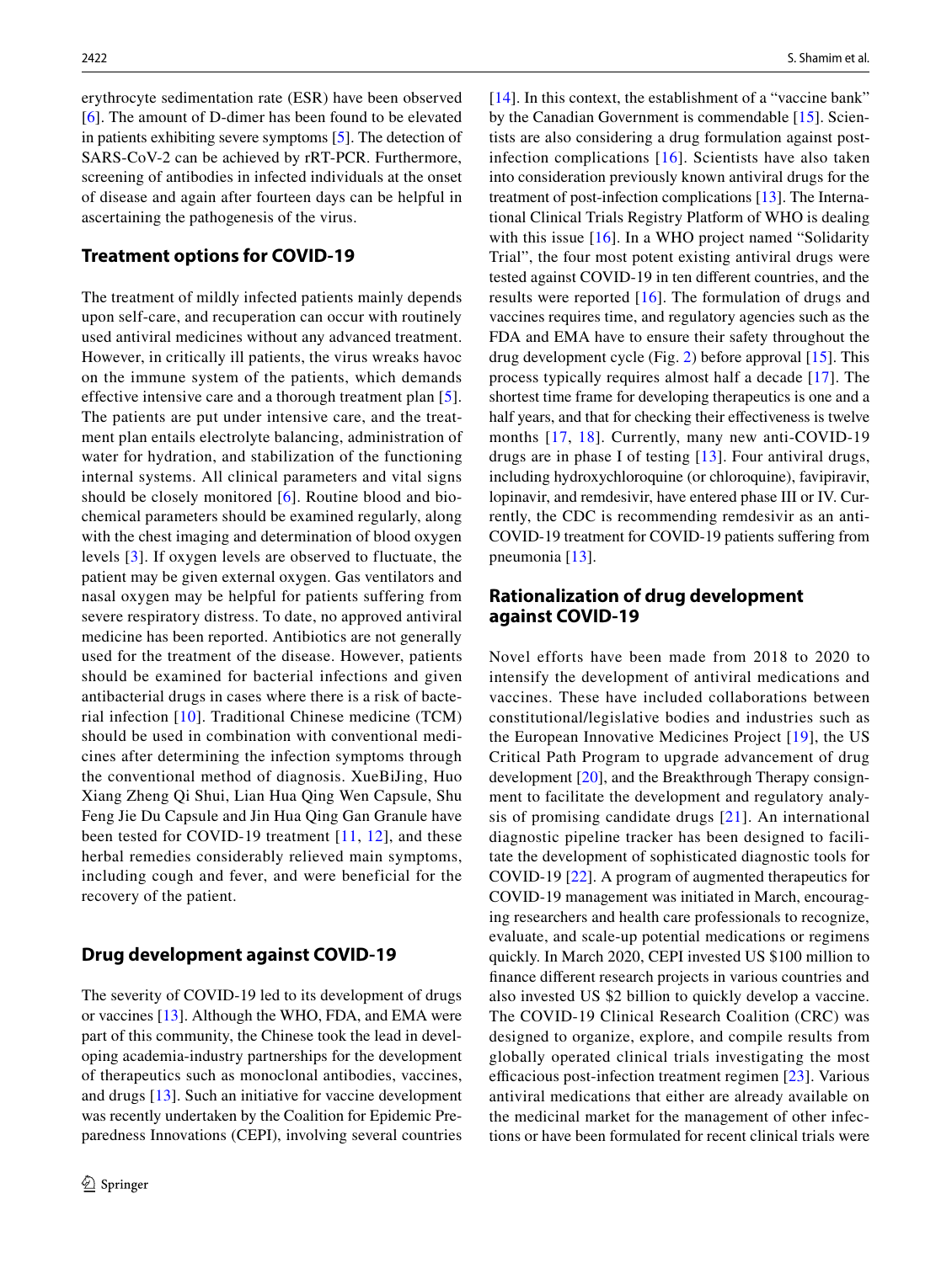erythrocyte sedimentation rate (ESR) have been observed [6]. The amount of D-dimer has been found to be elevated in patients exhibiting severe symptoms [5]. The detection of SARS-CoV-2 can be achieved by rRT-PCR. Furthermore, screening of antibodies in infected individuals at the onset of disease and again after fourteen days can be helpful in ascertaining the pathogenesis of the virus.

## Treatment options for COVID-19

The treatment of mildly infected patients mainly depends upon self-care, and recuperation can occur with routinely used antiviral medicines without any advanced treatment. However, in critically ill patients, the virus wreaks havoc on the immune system of the patients, which demands effective intensive care and a thorough treatment plan [5]. The patients are put under intensive care, and the treatment plan entails electrolyte balancing, administration of water for hydration, and stabilization of the functioning internal systems. All clinical parameters and vital signs should be closely monitored [6]. Routine blood and biochemical parameters should be examined regularly, along with the chest imaging and determination of blood oxygen levels [3]. If oxygen levels are observed to fluctuate, the patient may be given external oxygen. Gas ventilators and nasal oxygen may be helpful for patients suffering from severe respiratory distress. To date, no approved antiviral medicine has been reported. Antibiotics are not generally used for the treatment of the disease. However, patients should be examined for bacterial infections and given antibacterial drugs in cases where there is a risk of bacterial infection [10]. Traditional Chinese medicine (TCM) should be used in combination with conventional medicines after determining the infection symptoms through the conventional method of diagnosis. XueBiJing, Huo Xiang Zheng Qi Shui, Lian Hua Qing Wen Capsule, Shu Feng Jie Du Capsule and Jin Hua Qing Gan Granule have been tested for COVID-19 treatment [11, 12], and these herbal remedies considerably relieved main symptoms, including cough and fever, and were beneficial for the recovery of the patient.

## Drug development against COVID-19

The severity of COVID-19 led to its development of drugs or vaccines [13]. Although the WHO, FDA, and EMA were part of this community, the Chinese took the lead in developing academia-industry partnerships for the development of therapeutics such as monoclonal antibodies, vaccines, and drugs [13]. Such an initiative for vaccine development was recently undertaken by the Coalition for Epidemic Preparedness Innovations (CEPI), involving several countries [14]. In this context, the establishment of a "vaccine bank" by the Canadian Government is commendable [15]. Scientists are also considering a drug formulation against post-infection complications [16]. Scientists have also taken into consideration previously known antiviral drugs for the treatment of post-infection complications [13]. The International Clinical Trials Registry Platform of WHO is dealing with this issue [16]. In a WHO project named "Solidarity Trial", the four most potent existing antiviral drugs were tested against COVID-19 in ten different countries, and the results were reported [16]. The formulation of drugs and vaccines requires time, and regulatory agencies such as the FDA and EMA have to ensure their safety throughout the drug development cycle (Fig. 2) before approval [15]. This process typically requires almost half a decade [17]. The shortest time frame for developing therapeutics is one and a half years, and that for checking their effectiveness is twelve months [17, 18]. Currently, many new anti-COVID-19 drugs are in phase I of testing [13]. Four antiviral drugs, including hydroxychloroquine (or chloroquine), favipiravir, lopinavir, and remdesivir, have entered phase III or IV. Currently, the CDC is recommending remdesivir as an anti-COVID-19 treatment for COVID-19 patients suffering from pneumonia [13].

## Rationalization of drug development against COVID-19

Novel efforts have been made from 2018 to 2020 to intensify the development of antiviral medications and vaccines. These have included collaborations between constitutional/legislative bodies and industries such as the European Innovative Medicines Project [19], the US Critical Path Program to upgrade advancement of drug development [20], and the Breakthrough Therapy consignment to facilitate the development and regulatory analysis of promising candidate drugs [21]. An international diagnostic pipeline tracker has been designed to facilitate the development of sophisticated diagnostic tools for COVID-19 [22]. A program of augmented therapeutics for COVID-19 management was initiated in March, encouraging researchers and health care professionals to recognize, evaluate, and scale-up potential medications or regimens quickly. In March 2020, CEPI invested US $100 million to finance different research projects in various countries and also invested US $2 billion to quickly develop a vaccine. The COVID-19 Clinical Research Coalition (CRC) was designed to organize, explore, and compile results from globally operated clinical trials investigating the most efficacious post-infection treatment regimen [23]. Various antiviral medications that either are already available on the medicinal market for the management of other infections or have been formulated for recent clinical trials were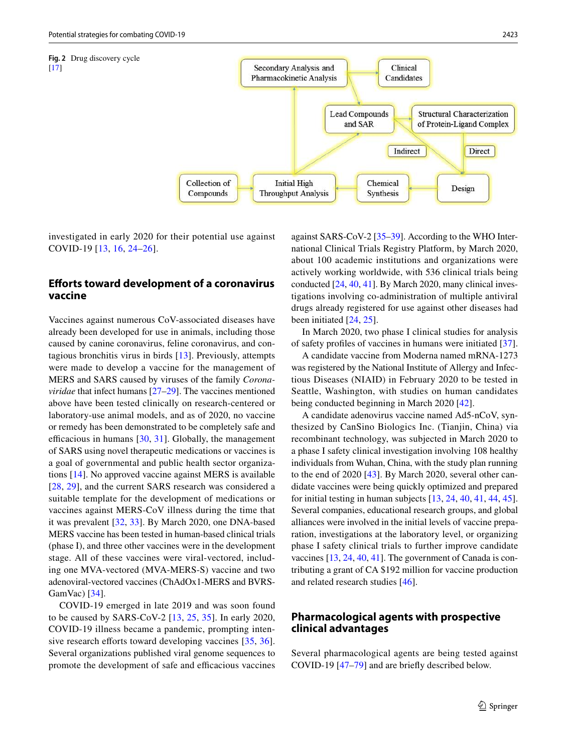Fig. 2 Drug discovery cycle [17]

investigated in early 2020 for their potential use against COVID-19 [13, 16, 24–26].

## Efforts toward development of a coronavirus vaccine

Vaccines against numerous CoV-associated diseases have already been developed for use in animals, including those caused by canine coronavirus, feline coronavirus, and contagious bronchitis virus in birds [13]. Previously, attempts were made to develop a vaccine for the management of MERS and SARS caused by viruses of the family *Coronaviridae* that infect humans [27–29]. The vaccines mentioned above have been tested clinically on research-centered or laboratory-use animal models, and as of 2020, no vaccine or remedy has been demonstrated to be completely safe and efficacious in humans [30, 31]. Globally, the management of SARS using novel therapeutic medications or vaccines is a goal of governmental and public health sector organizations [14]. No approved vaccine against MERS is available [28, 29], and the current SARS research was considered a suitable template for the development of medications or vaccines against MERS-CoV illness during the time that it was prevalent [32, 33]. By March 2020, one DNA-based MERS vaccine has been tested in human-based clinical trials (phase I), and three other vaccines were in the development stage. All of these vaccines were viral-vectored, including one MVA-vectored (MVA-MERS-S) vaccine and two adenoviral-vectored vaccines (ChAdOx1-MERS and BVRS-GamVac) [34].

COVID-19 emerged in late 2019 and was soon found to be caused by SARS-CoV-2 [13, 25, 35]. In early 2020, COVID-19 illness became a pandemic, prompting intensive research efforts toward developing vaccines [35, 36]. Several organizations published viral genome sequences to promote the development of safe and efficacious vaccines against SARS-CoV-2 [35–39]. According to the WHO International Clinical Trials Registry Platform, by March 2020, about 100 academic institutions and organizations were actively working worldwide, with 536 clinical trials being conducted [24, 40, 41]. By March 2020, many clinical investigations involving co-administration of multiple antiviral drugs already registered for use against other diseases had been initiated [24, 25].

In March 2020, two phase I clinical studies for analysis of safety profiles of vaccines in humans were initiated [37].

A candidate vaccine from Moderna named mRNA-1273 was registered by the National Institute of Allergy and Infectious Diseases (NIAID) in February 2020 to be tested in Seattle, Washington, with studies on human candidates being conducted beginning in March 2020 [42].

A candidate adenovirus vaccine named Ad5-nCoV, synthesized by CanSino Biologics Inc. (Tianjin, China) via recombinant technology, was subjected in March 2020 to a phase I safety clinical investigation involving 108 healthy individuals from Wuhan, China, with the study plan running to the end of 2020 [43]. By March 2020, several other candidate vaccines were being quickly optimized and prepared for initial testing in human subjects [13, 24, 40, 41, 44, 45]. Several companies, educational research groups, and global alliances were involved in the initial levels of vaccine preparation, investigations at the laboratory level, or organizing phase I safety clinical trials to further improve candidate vaccines [13, 24, 40, 41]. The government of Canada is contributing a grant of CA $192 million for vaccine production and related research studies [46].

## Pharmacological agents with prospective clinical advantages

Several pharmacological agents are being tested against COVID-19 [47–79] and are briefly described below.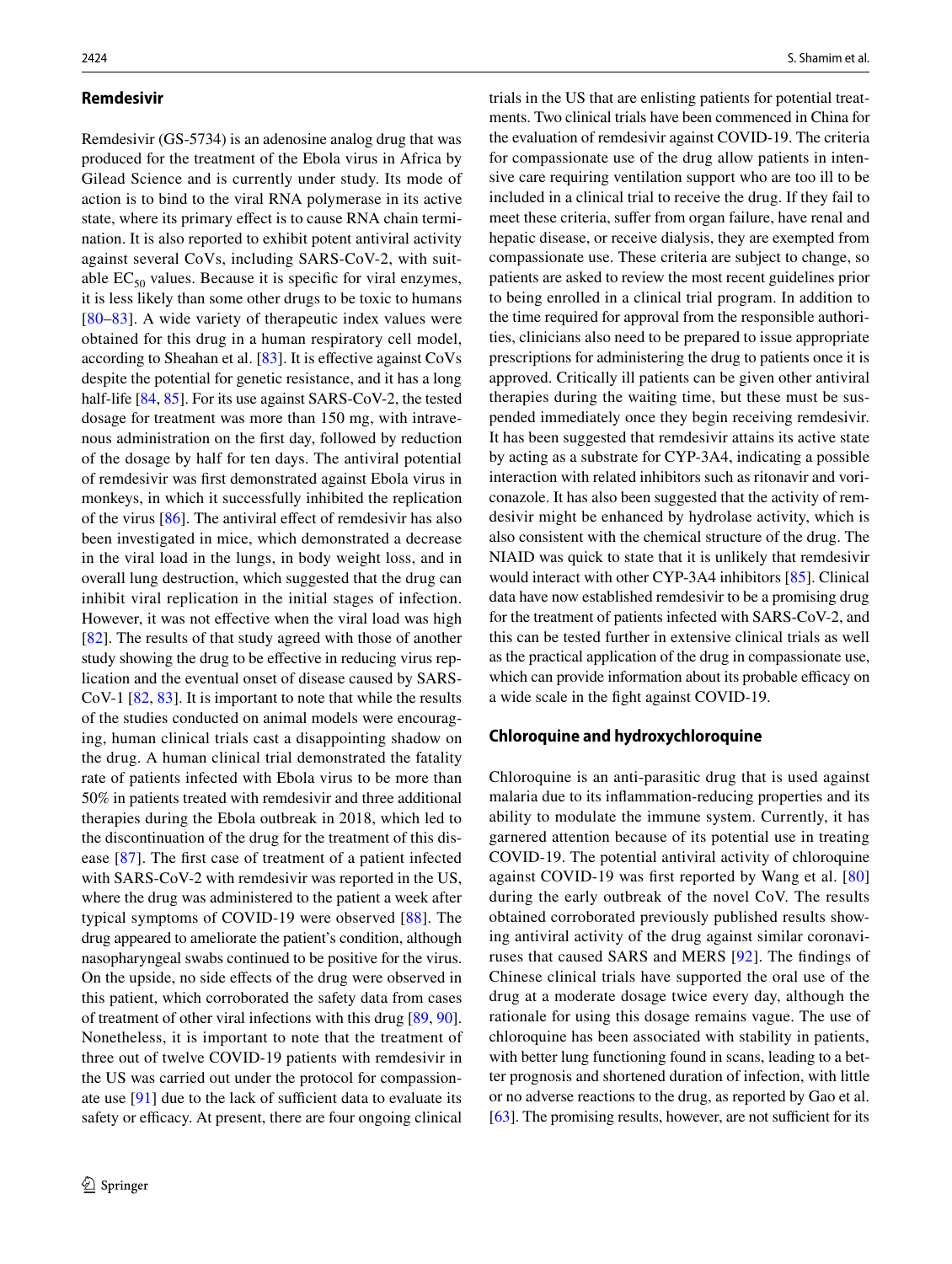### Remdesivir

Remdesivir (GS-5734) is an adenosine analog drug that was produced for the treatment of the Ebola virus in Africa by Gilead Science and is currently under study. Its mode of action is to bind to the viral RNA polymerase in its active state, where its primary effect is to cause RNA chain termination. It is also reported to exhibit potent antiviral activity against several CoVs, including SARS-CoV-2, with suitable $EC_{50}$ values. Because it is specific for viral enzymes, it is less likely than some other drugs to be toxic to humans [80–83]. A wide variety of therapeutic index values were obtained for this drug in a human respiratory cell model, according to Sheahan et al. [83]. It is effective against CoVs despite the potential for genetic resistance, and it has a long half-life [84, 85]. For its use against SARS-CoV-2, the tested dosage for treatment was more than 150 mg, with intravenous administration on the first day, followed by reduction of the dosage by half for ten days. The antiviral potential of remdesivir was first demonstrated against Ebola virus in monkeys, in which it successfully inhibited the replication of the virus [86]. The antiviral effect of remdesivir has also been investigated in mice, which demonstrated a decrease in the viral load in the lungs, in body weight loss, and in overall lung destruction, which suggested that the drug can inhibit viral replication in the initial stages of infection. However, it was not effective when the viral load was high [82]. The results of that study agreed with those of another study showing the drug to be effective in reducing virus replication and the eventual onset of disease caused by SARS-CoV-1 [82, 83]. It is important to note that while the results of the studies conducted on animal models were encouraging, human clinical trials cast a disappointing shadow on the drug. A human clinical trial demonstrated the fatality rate of patients infected with Ebola virus to be more than 50% in patients treated with remdesivir and three additional therapies during the Ebola outbreak in 2018, which led to the discontinuation of the drug for the treatment of this disease [87]. The first case of treatment of a patient infected with SARS-CoV-2 with remdesivir was reported in the US, where the drug was administered to the patient a week after typical symptoms of COVID-19 were observed [88]. The drug appeared to ameliorate the patient's condition, although nasopharyngeal swabs continued to be positive for the virus. On the upside, no side effects of the drug were observed in this patient, which corroborated the safety data from cases of treatment of other viral infections with this drug [89, 90]. Nonetheless, it is important to note that the treatment of three out of twelve COVID-19 patients with remdesivir in the US was carried out under the protocol for compassionate use [91] due to the lack of sufficient data to evaluate its safety or efficacy. At present, there are four ongoing clinical trials in the US that are enlisting patients for potential treatments. Two clinical trials have been commenced in China for the evaluation of remdesivir against COVID-19. The criteria for compassionate use of the drug allow patients in intensive care requiring ventilation support who are too ill to be included in a clinical trial to receive the drug. If they fail to meet these criteria, suffer from organ failure, have renal and hepatic disease, or receive dialysis, they are exempted from compassionate use. These criteria are subject to change, so patients are asked to review the most recent guidelines prior to being enrolled in a clinical trial program. In addition to the time required for approval from the responsible authorities, clinicians also need to be prepared to issue appropriate prescriptions for administering the drug to patients once it is approved. Critically ill patients can be given other antiviral therapies during the waiting time, but these must be suspended immediately once they begin receiving remdesivir. It has been suggested that remdesivir attains its active state by acting as a substrate for CYP-3A4, indicating a possible interaction with related inhibitors such as ritonavir and voriconazole. It has also been suggested that the activity of remdesivir might be enhanced by hydrolase activity, which is also consistent with the chemical structure of the drug. The NIAID was quick to state that it is unlikely that remdesivir would interact with other CYP-3A4 inhibitors [85]. Clinical data have now established remdesivir to be a promising drug for the treatment of patients infected with SARS-CoV-2, and this can be tested further in extensive clinical trials as well as the practical application of the drug in compassionate use, which can provide information about its probable efficacy on a wide scale in the fight against COVID-19.

### Chloroquine and hydroxychloroquine

Chloroquine is an anti-parasitic drug that is used against malaria due to its inflammation-reducing properties and its ability to modulate the immune system. Currently, it has garnered attention because of its potential use in treating COVID-19. The potential antiviral activity of chloroquine against COVID-19 was first reported by Wang et al. [80] during the early outbreak of the novel CoV. The results obtained corroborated previously published results showing antiviral activity of the drug against similar coronaviruses that caused SARS and MERS [92]. The findings of Chinese clinical trials have supported the oral use of the drug at a moderate dosage twice every day, although the rationale for using this dosage remains vague. The use of chloroquine has been associated with stability in patients, with better lung functioning found in scans, leading to a better prognosis and shortened duration of infection, with little or no adverse reactions to the drug, as reported by Gao et al. [63]. The promising results, however, are not sufficient for its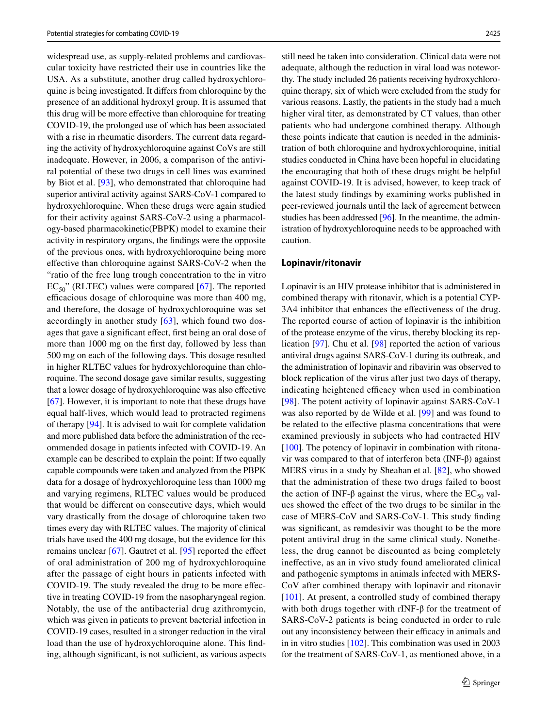widespread use, as supply-related problems and cardiovascular toxicity have restricted their use in countries like the USA. As a substitute, another drug called hydroxychloroquine is being investigated. It differs from chloroquine by the presence of an additional hydroxyl group. It is assumed that this drug will be more effective than chloroquine for treating COVID-19, the prolonged use of which has been associated with a rise in rheumatic disorders. The current data regarding the activity of hydroxychloroquine against CoVs are still inadequate. However, in 2006, a comparison of the antiviral potential of these two drugs in cell lines was examined by Biot et al. [93], who demonstrated that chloroquine had superior antiviral activity against SARS-CoV-1 compared to hydroxychloroquine. When these drugs were again studied for their activity against SARS-CoV-2 using a pharmacology-based pharmacokinetic(PBPK) model to examine their activity in respiratory organs, the findings were the opposite of the previous ones, with hydroxychloroquine being more effective than chloroquine against SARS-CoV-2 when the "ratio of the free lung trough concentration to the in vitro $EC_{50}$" (RLTEC) values were compared [67]. The reported efficacious dosage of chloroquine was more than 400 mg, and therefore, the dosage of hydroxychloroquine was set accordingly in another study [63], which found two dosages that gave a significant effect, first being an oral dose of more than 1000 mg on the first day, followed by less than 500 mg on each of the following days. This dosage resulted in higher RLTEC values for hydroxychloroquine than chloroquine. The second dosage gave similar results, suggesting that a lower dosage of hydroxychloroquine was also effective [67]. However, it is important to note that these drugs have equal half-lives, which would lead to protracted regimens of therapy [94]. It is advised to wait for complete validation and more published data before the administration of the recommended dosage in patients infected with COVID-19. An example can be described to explain the point: If two equally capable compounds were taken and analyzed from the PBPK data for a dosage of hydroxychloroquine less than 1000 mg and varying regimens, RLTEC values would be produced that would be different on consecutive days, which would vary drastically from the dosage of chloroquine taken two times every day with RLTEC values. The majority of clinical trials have used the 400 mg dosage, but the evidence for this remains unclear [67]. Gautret et al. [95] reported the effect of oral administration of 200 mg of hydroxychloroquine after the passage of eight hours in patients infected with COVID-19. The study revealed the drug to be more effective in treating COVID-19 from the nasopharyngeal region. Notably, the use of the antibacterial drug azithromycin, which was given in patients to prevent bacterial infection in COVID-19 cases, resulted in a stronger reduction in the viral load than the use of hydroxychloroquine alone. This finding, although significant, is not sufficient, as various aspects still need be taken into consideration. Clinical data were not adequate, although the reduction in viral load was noteworthy. The study included 26 patients receiving hydroxychloroquine therapy, six of which were excluded from the study for various reasons. Lastly, the patients in the study had a much higher viral titer, as demonstrated by CT values, than other patients who had undergone combined therapy. Although these points indicate that caution is needed in the administration of both chloroquine and hydroxychloroquine, initial studies conducted in China have been hopeful in elucidating the encouraging that both of these drugs might be helpful against COVID-19. It is advised, however, to keep track of the latest study findings by examining works published in peer-reviewed journals until the lack of agreement between studies has been addressed [96]. In the meantime, the administration of hydroxychloroquine needs to be approached with caution.

### Lopinavir/ritonavir

Lopinavir is an HIV protease inhibitor that is administered in combined therapy with ritonavir, which is a potential CYP-3A4 inhibitor that enhances the effectiveness of the drug. The reported course of action of lopinavir is the inhibition of the protease enzyme of the virus, thereby blocking its replication [97]. Chu et al. [98] reported the action of various antiviral drugs against SARS-CoV-1 during its outbreak, and the administration of lopinavir and ribavirin was observed to block replication of the virus after just two days of therapy, indicating heightened efficacy when used in combination [98]. The potent activity of lopinavir against SARS-CoV-1 was also reported by de Wilde et al. [99] and was found to be related to the effective plasma concentrations that were examined previously in subjects who had contracted HIV [100]. The potency of lopinavir in combination with ritonavir was compared to that of interferon beta (INF-β) against MERS virus in a study by Sheahan et al. [82], who showed that the administration of these two drugs failed to boost the action of INF-β against the virus, where the $EC_{50}$ values showed the effect of the two drugs to be similar in the case of MERS-CoV and SARS-CoV-1. This study finding was significant, as remdesivir was thought to be the more potent antiviral drug in the same clinical study. Nonetheless, the drug cannot be discounted as being completely ineffective, as an in vivo study found ameliorated clinical and pathogenic symptoms in animals infected with MERS-CoV after combined therapy with lopinavir and ritonavir [101]. At present, a controlled study of combined therapy with both drugs together with rINF-β for the treatment of SARS-CoV-2 patients is being conducted in order to rule out any inconsistency between their efficacy in animals and in in vitro studies [102]. This combination was used in 2003 for the treatment of SARS-CoV-1, as mentioned above, in a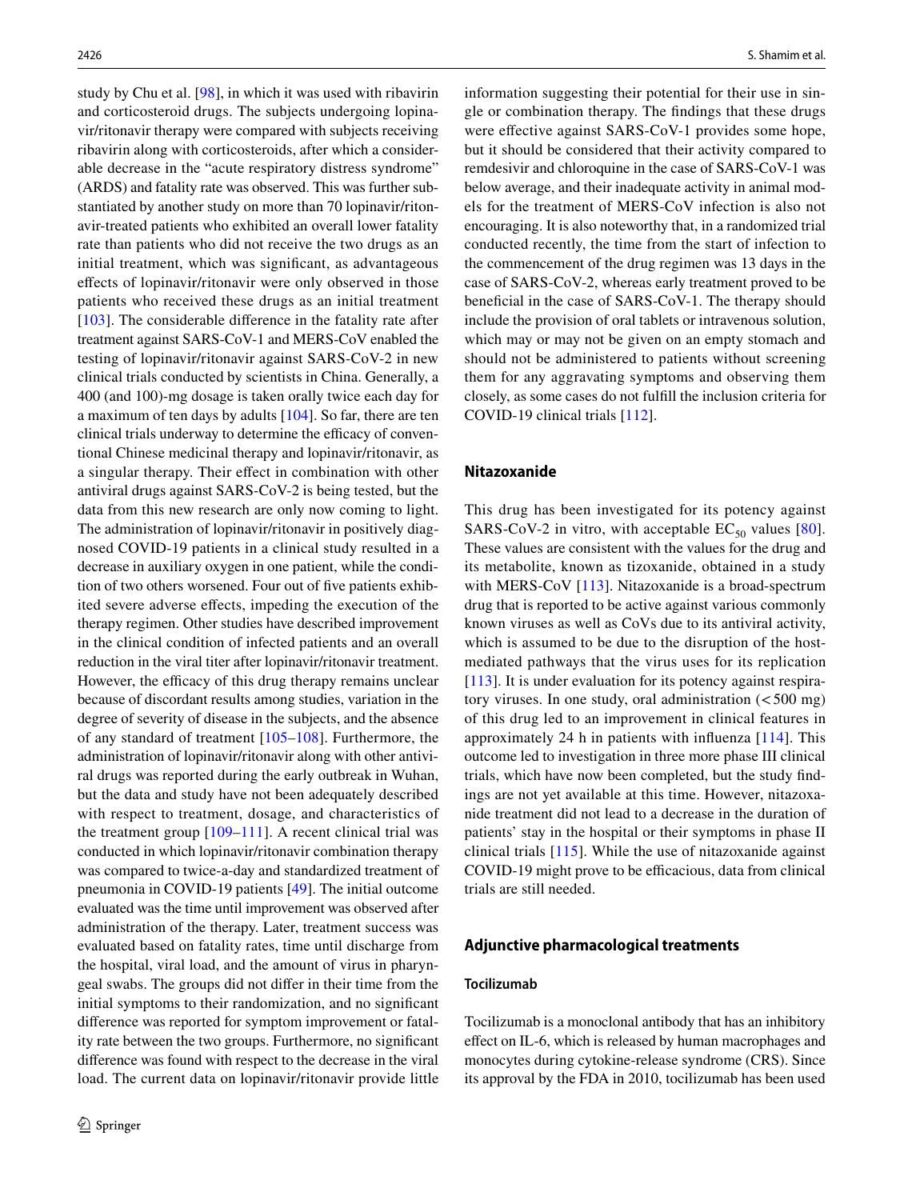study by Chu et al. [98], in which it was used with ribavirin and corticosteroid drugs. The subjects undergoing lopinavir/ritonavir therapy were compared with subjects receiving ribavirin along with corticosteroids, after which a considerable decrease in the "acute respiratory distress syndrome" (ARDS) and fatality rate was observed. This was further substantiated by another study on more than 70 lopinavir/ritonavir-treated patients who exhibited an overall lower fatality rate than patients who did not receive the two drugs as an initial treatment, which was significant, as advantageous effects of lopinavir/ritonavir were only observed in those patients who received these drugs as an initial treatment [103]. The considerable difference in the fatality rate after treatment against SARS-CoV-1 and MERS-CoV enabled the testing of lopinavir/ritonavir against SARS-CoV-2 in new clinical trials conducted by scientists in China. Generally, a 400 (and 100)-mg dosage is taken orally twice each day for a maximum of ten days by adults [104]. So far, there are ten clinical trials underway to determine the efficacy of conventional Chinese medicinal therapy and lopinavir/ritonavir, as a singular therapy. Their effect in combination with other antiviral drugs against SARS-CoV-2 is being tested, but the data from this new research are only now coming to light. The administration of lopinavir/ritonavir in positively diagnosed COVID-19 patients in a clinical study resulted in a decrease in auxiliary oxygen in one patient, while the condition of two others worsened. Four out of five patients exhibited severe adverse effects, impeding the execution of the therapy regimen. Other studies have described improvement in the clinical condition of infected patients and an overall reduction in the viral titer after lopinavir/ritonavir treatment. However, the efficacy of this drug therapy remains unclear because of discordant results among studies, variation in the degree of severity of disease in the subjects, and the absence of any standard of treatment [105–108]. Furthermore, the administration of lopinavir/ritonavir along with other antiviral drugs was reported during the early outbreak in Wuhan, but the data and study have not been adequately described with respect to treatment, dosage, and characteristics of the treatment group [109–111]. A recent clinical trial was conducted in which lopinavir/ritonavir combination therapy was compared to twice-a-day and standardized treatment of pneumonia in COVID-19 patients [49]. The initial outcome evaluated was the time until improvement was observed after administration of the therapy. Later, treatment success was evaluated based on fatality rates, time until discharge from the hospital, viral load, and the amount of virus in pharyngeal swabs. The groups did not differ in their time from the initial symptoms to their randomization, and no significant difference was reported for symptom improvement or fatality rate between the two groups. Furthermore, no significant difference was found with respect to the decrease in the viral load. The current data on lopinavir/ritonavir provide little information suggesting their potential for their use in single or combination therapy. The findings that these drugs were effective against SARS-CoV-1 provides some hope, but it should be considered that their activity compared to remdesivir and chloroquine in the case of SARS-CoV-1 was below average, and their inadequate activity in animal models for the treatment of MERS-CoV infection is also not encouraging. It is also noteworthy that, in a randomized trial conducted recently, the time from the start of infection to the commencement of the drug regimen was 13 days in the case of SARS-CoV-2, whereas early treatment proved to be beneficial in the case of SARS-CoV-1. The therapy should include the provision of oral tablets or intravenous solution, which may or may not be given on an empty stomach and should not be administered to patients without screening them for any aggravating symptoms and observing them closely, as some cases do not fulfill the inclusion criteria for COVID-19 clinical trials [112].

## Nitazoxanide

This drug has been investigated for its potency against SARS-CoV-2 in vitro, with acceptable $EC_{50}$ values [80]. These values are consistent with the values for the drug and its metabolite, known as tizoxanide, obtained in a study with MERS-CoV [113]. Nitazoxanide is a broad-spectrum drug that is reported to be active against various commonly known viruses as well as CoVs due to its antiviral activity, which is assumed to be due to the disruption of the host-mediated pathways that the virus uses for its replication [113]. It is under evaluation for its potency against respiratory viruses. In one study, oral administration (< 500 mg) of this drug led to an improvement in clinical features in approximately 24 h in patients with influenza [114]. This outcome led to investigation in three more phase III clinical trials, which have now been completed, but the study findings are not yet available at this time. However, nitazoxanide treatment did not lead to a decrease in the duration of patients' stay in the hospital or their symptoms in phase II clinical trials [115]. While the use of nitazoxanide against COVID-19 might prove to be efficacious, data from clinical trials are still needed.

## Adjunctive pharmacological treatments

### Tocilizumab

Tocilizumab is a monoclonal antibody that has an inhibitory effect on IL-6, which is released by human macrophages and monocytes during cytokine-release syndrome (CRS). Since its approval by the FDA in 2010, tocilizumab has been used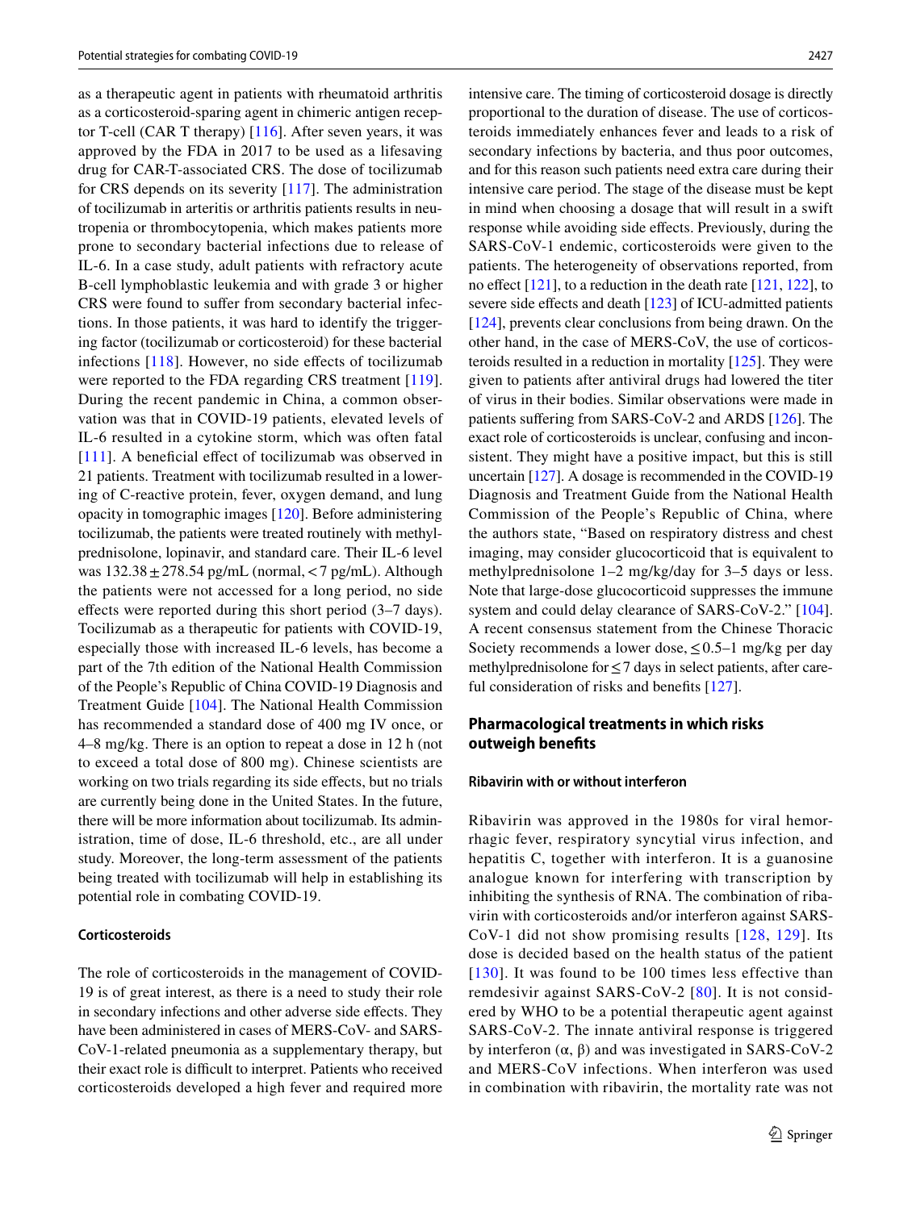as a therapeutic agent in patients with rheumatoid arthritis as a corticosteroid-sparing agent in chimeric antigen receptor T-cell (CAR T therapy) [116]. After seven years, it was approved by the FDA in 2017 to be used as a lifesaving drug for CAR-T-associated CRS. The dose of tocilizumab for CRS depends on its severity [117]. The administration of tocilizumab in arteritis or arthritis patients results in neutropenia or thrombocytopenia, which makes patients more prone to secondary bacterial infections due to release of IL-6. In a case study, adult patients with refractory acute B-cell lymphoblastic leukemia and with grade 3 or higher CRS were found to suffer from secondary bacterial infections. In those patients, it was hard to identify the triggering factor (tocilizumab or corticosteroid) for these bacterial infections [118]. However, no side effects of tocilizumab were reported to the FDA regarding CRS treatment [119]. During the recent pandemic in China, a common observation was that in COVID-19 patients, elevated levels of IL-6 resulted in a cytokine storm, which was often fatal [111]. A beneficial effect of tocilizumab was observed in 21 patients. Treatment with tocilizumab resulted in a lowering of C-reactive protein, fever, oxygen demand, and lung opacity in tomographic images [120]. Before administering tocilizumab, the patients were treated routinely with methylprednisolone, lopinavir, and standard care. Their IL-6 level was $132.38 \pm 278.54$ pg/mL (normal, $< 7$ pg/mL). Although the patients were not accessed for a long period, no side effects were reported during this short period (3–7 days). Tocilizumab as a therapeutic for patients with COVID-19, especially those with increased IL-6 levels, has become a part of the 7th edition of the National Health Commission of the People's Republic of China COVID-19 Diagnosis and Treatment Guide [104]. The National Health Commission has recommended a standard dose of 400 mg IV once, or 4–8 mg/kg. There is an option to repeat a dose in 12 h (not to exceed a total dose of 800 mg). Chinese scientists are working on two trials regarding its side effects, but no trials are currently being done in the United States. In the future, there will be more information about tocilizumab. Its administration, time of dose, IL-6 threshold, etc., are all under study. Moreover, the long-term assessment of the patients being treated with tocilizumab will help in establishing its potential role in combating COVID-19.

#### Corticosteroids

The role of corticosteroids in the management of COVID-19 is of great interest, as there is a need to study their role in secondary infections and other adverse side effects. They have been administered in cases of MERS-CoV- and SARS-CoV-1-related pneumonia as a supplementary therapy, but their exact role is difficult to interpret. Patients who received corticosteroids developed a high fever and required more intensive care. The timing of corticosteroid dosage is directly proportional to the duration of disease. The use of corticosteroids immediately enhances fever and leads to a risk of secondary infections by bacteria, and thus poor outcomes, and for this reason such patients need extra care during their intensive care period. The stage of the disease must be kept in mind when choosing a dosage that will result in a swift response while avoiding side effects. Previously, during the SARS-CoV-1 endemic, corticosteroids were given to the patients. The heterogeneity of observations reported, from no effect [121], to a reduction in the death rate [121, 122], to severe side effects and death [123] of ICU-admitted patients [124], prevents clear conclusions from being drawn. On the other hand, in the case of MERS-CoV, the use of corticosteroids resulted in a reduction in mortality [125]. They were given to patients after antiviral drugs had lowered the titer of virus in their bodies. Similar observations were made in patients suffering from SARS-CoV-2 and ARDS [126]. The exact role of corticosteroids is unclear, confusing and inconsistent. They might have a positive impact, but this is still uncertain [127]. A dosage is recommended in the COVID-19 Diagnosis and Treatment Guide from the National Health Commission of the People's Republic of China, where the authors state, "Based on respiratory distress and chest imaging, may consider glucocorticoid that is equivalent to methylprednisolone 1–2 mg/kg/day for 3–5 days or less. Note that large-dose glucocorticoid suppresses the immune system and could delay clearance of SARS-CoV-2." [104]. A recent consensus statement from the Chinese Thoracic Society recommends a lower dose, $\leq 0.5$–1 mg/kg per day methylprednisolone for $\leq 7$ days in select patients, after careful consideration of risks and benefits [127].

### Pharmacological treatments in which risks outweigh benefits

#### Ribavirin with or without interferon

Ribavirin was approved in the 1980s for viral hemorrhagic fever, respiratory syncytial virus infection, and hepatitis C, together with interferon. It is a guanosine analogue known for interfering with transcription by inhibiting the synthesis of RNA. The combination of ribavirin with corticosteroids and/or interferon against SARS-CoV-1 did not show promising results [128, 129]. Its dose is decided based on the health status of the patient [130]. It was found to be 100 times less effective than remdesivir against SARS-CoV-2 [80]. It is not considered by WHO to be a potential therapeutic agent against SARS-CoV-2. The innate antiviral response is triggered by interferon (α, β) and was investigated in SARS-CoV-2 and MERS-CoV infections. When interferon was used in combination with ribavirin, the mortality rate was not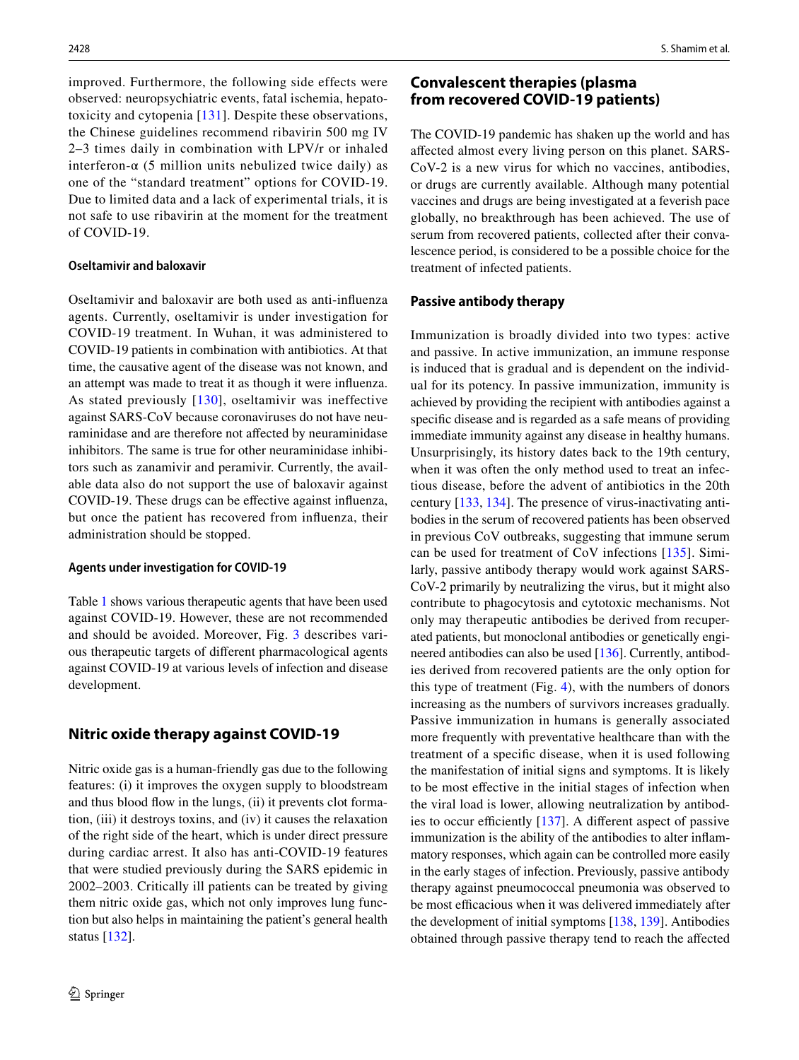improved. Furthermore, the following side effects were observed: neuropsychiatric events, fatal ischemia, hepatotoxicity and cytopenia [131]. Despite these observations, the Chinese guidelines recommend ribavirin 500 mg IV 2–3 times daily in combination with LPV/r or inhaled interferon-α (5 million units nebulized twice daily) as one of the "standard treatment" options for COVID-19. Due to limited data and a lack of experimental trials, it is not safe to use ribavirin at the moment for the treatment of COVID-19.

#### Oseltamivir and baloxavir

Oseltamivir and baloxavir are both used as anti-influenza agents. Currently, oseltamivir is under investigation for COVID-19 treatment. In Wuhan, it was administered to COVID-19 patients in combination with antibiotics. At that time, the causative agent of the disease was not known, and an attempt was made to treat it as though it were influenza. As stated previously [130], oseltamivir was ineffective against SARS-CoV because coronaviruses do not have neuraminidase and are therefore not affected by neuraminidase inhibitors. The same is true for other neuraminidase inhibitors such as zanamivir and peramivir. Currently, the available data also do not support the use of baloxavir against COVID-19. These drugs can be effective against influenza, but once the patient has recovered from influenza, their administration should be stopped.

#### Agents under investigation for COVID-19

Table 1 shows various therapeutic agents that have been used against COVID-19. However, these are not recommended and should be avoided. Moreover, Fig. 3 describes various therapeutic targets of different pharmacological agents against COVID-19 at various levels of infection and disease development.

## Nitric oxide therapy against COVID-19

Nitric oxide gas is a human-friendly gas due to the following features: (i) it improves the oxygen supply to bloodstream and thus blood flow in the lungs, (ii) it prevents clot formation, (iii) it destroys toxins, and (iv) it causes the relaxation of the right side of the heart, which is under direct pressure during cardiac arrest. It also has anti-COVID-19 features that were studied previously during the SARS epidemic in 2002–2003. Critically ill patients can be treated by giving them nitric oxide gas, which not only improves lung function but also helps in maintaining the patient's general health status [132].

## Convalescent therapies (plasma from recovered COVID-19 patients)

The COVID-19 pandemic has shaken up the world and has affected almost every living person on this planet. SARS-CoV-2 is a new virus for which no vaccines, antibodies, or drugs are currently available. Although many potential vaccines and drugs are being investigated at a feverish pace globally, no breakthrough has been achieved. The use of serum from recovered patients, collected after their convalescence period, is considered to be a possible choice for the treatment of infected patients.

### Passive antibody therapy

Immunization is broadly divided into two types: active and passive. In active immunization, an immune response is induced that is gradual and is dependent on the individual for its potency. In passive immunization, immunity is achieved by providing the recipient with antibodies against a specific disease and is regarded as a safe means of providing immediate immunity against any disease in healthy humans. Unsurprisingly, its history dates back to the 19th century, when it was often the only method used to treat an infectious disease, before the advent of antibiotics in the 20th century [133, 134]. The presence of virus-inactivating antibodies in the serum of recovered patients has been observed in previous CoV outbreaks, suggesting that immune serum can be used for treatment of CoV infections [135]. Similarly, passive antibody therapy would work against SARS-CoV-2 primarily by neutralizing the virus, but it might also contribute to phagocytosis and cytotoxic mechanisms. Not only may therapeutic antibodies be derived from recuperated patients, but monoclonal antibodies or genetically engineered antibodies can also be used [136]. Currently, antibodies derived from recovered patients are the only option for this type of treatment (Fig. 4), with the numbers of donors increasing as the numbers of survivors increases gradually. Passive immunization in humans is generally associated more frequently with preventative healthcare than with the treatment of a specific disease, when it is used following the manifestation of initial signs and symptoms. It is likely to be most effective in the initial stages of infection when the viral load is lower, allowing neutralization by antibodies to occur efficiently [137]. A different aspect of passive immunization is the ability of the antibodies to alter inflammatory responses, which again can be controlled more easily in the early stages of infection. Previously, passive antibody therapy against pneumococcal pneumonia was observed to be most efficacious when it was delivered immediately after the development of initial symptoms [138, 139]. Antibodies obtained through passive therapy tend to reach the affected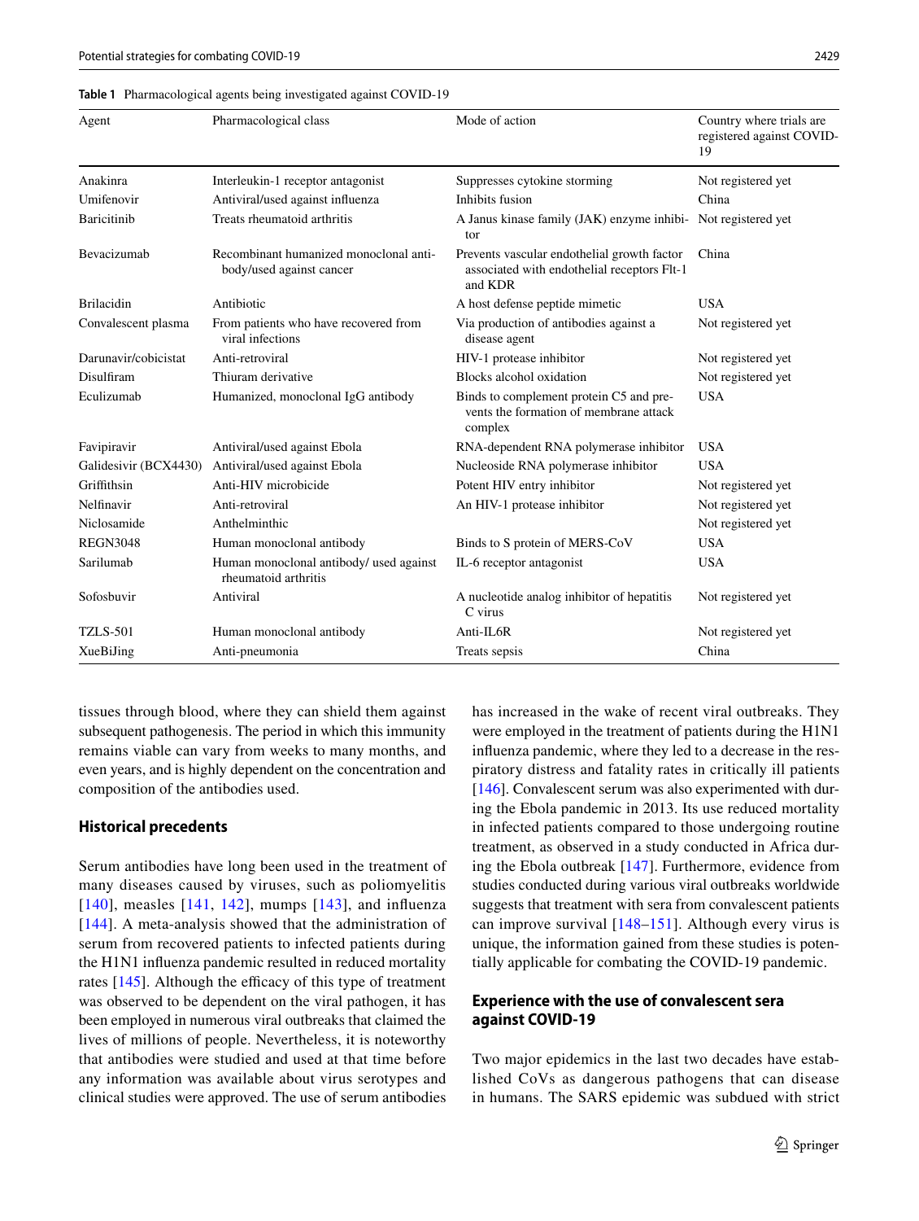**Table 1** Pharmacological agents being investigated against COVID-19

| Agent | Pharmacological class | Mode of action | Country where trials are registered against COVID-19 |
|---|---|---|---|
| Anakinra | Interleukin-1 receptor antagonist | Suppresses cytokine storming | Not registered yet |
| Umifenovir | Antiviral/used against influenza | Inhibits fusion | China |
| Baricitinib | Treats rheumatoid arthritis | A Janus kinase family (JAK) enzyme inhibitor | Not registered yet |
| Bevacizumab | Recombinant humanized monoclonal antibody/used against cancer | Prevents vascular endothelial growth factor associated with endothelial receptors Flt-1 and KDR | China |
| Brilacidin | Antibiotic | A host defense peptide mimetic | USA |
| Convalescent plasma | From patients who have recovered from viral infections | Via production of antibodies against a disease agent | Not registered yet |
| Darunavir/cobicistat | Anti-retroviral | HIV-1 protease inhibitor | Not registered yet |
| Disulfiram | Thiuram derivative | Blocks alcohol oxidation | Not registered yet |
| Eculizumab | Humanized, monoclonal IgG antibody | Binds to complement protein C5 and prevents the formation of membrane attack complex | USA |
| Favipiravir | Antiviral/used against Ebola | RNA-dependent RNA polymerase inhibitor | USA |
| Galidesivir (BCX4430) | Antiviral/used against Ebola | Nucleoside RNA polymerase inhibitor | USA |
| Griffithsin | Anti-HIV microbicide | Potent HIV entry inhibitor | Not registered yet |
| Nelfinavir | Anti-retroviral | An HIV-1 protease inhibitor | Not registered yet |
| Niclosamide | Anthelminthic | | Not registered yet |
| REGN3048 | Human monoclonal antibody | Binds to S protein of MERS-CoV | USA |
| Sarilumab | Human monoclonal antibody/ used against rheumatoid arthritis | IL-6 receptor antagonist | USA |
| Sofosbuvir | Antiviral | A nucleotide analog inhibitor of hepatitis C virus | Not registered yet |
| TZLS-501 | Human monoclonal antibody | Anti-IL6R | Not registered yet |
| XueBiJing | Anti-pneumonia | Treats sepsis | China |

tissues through blood, where they can shield them against subsequent pathogenesis. The period in which this immunity remains viable can vary from weeks to many months, and even years, and is highly dependent on the concentration and composition of the antibodies used.

### Historical precedents

Serum antibodies have long been used in the treatment of many diseases caused by viruses, such as poliomyelitis [140], measles [141, 142], mumps [143], and influenza [144]. A meta-analysis showed that the administration of serum from recovered patients to infected patients during the H1N1 influenza pandemic resulted in reduced mortality rates [145]. Although the efficacy of this type of treatment was observed to be dependent on the viral pathogen, it has been employed in numerous viral outbreaks that claimed the lives of millions of people. Nevertheless, it is noteworthy that antibodies were studied and used at that time before any information was available about virus serotypes and clinical studies were approved. The use of serum antibodies has increased in the wake of recent viral outbreaks. They were employed in the treatment of patients during the H1N1 influenza pandemic, where they led to a decrease in the respiratory distress and fatality rates in critically ill patients [146]. Convalescent serum was also experimented with during the Ebola pandemic in 2013. Its use reduced mortality in infected patients compared to those undergoing routine treatment, as observed in a study conducted in Africa during the Ebola outbreak [147]. Furthermore, evidence from studies conducted during various viral outbreaks worldwide suggests that treatment with sera from convalescent patients can improve survival [148–151]. Although every virus is unique, the information gained from these studies is potentially applicable for combating the COVID-19 pandemic.

### Experience with the use of convalescent sera against COVID-19

Two major epidemics in the last two decades have established CoVs as dangerous pathogens that can disease in humans. The SARS epidemic was subdued with strict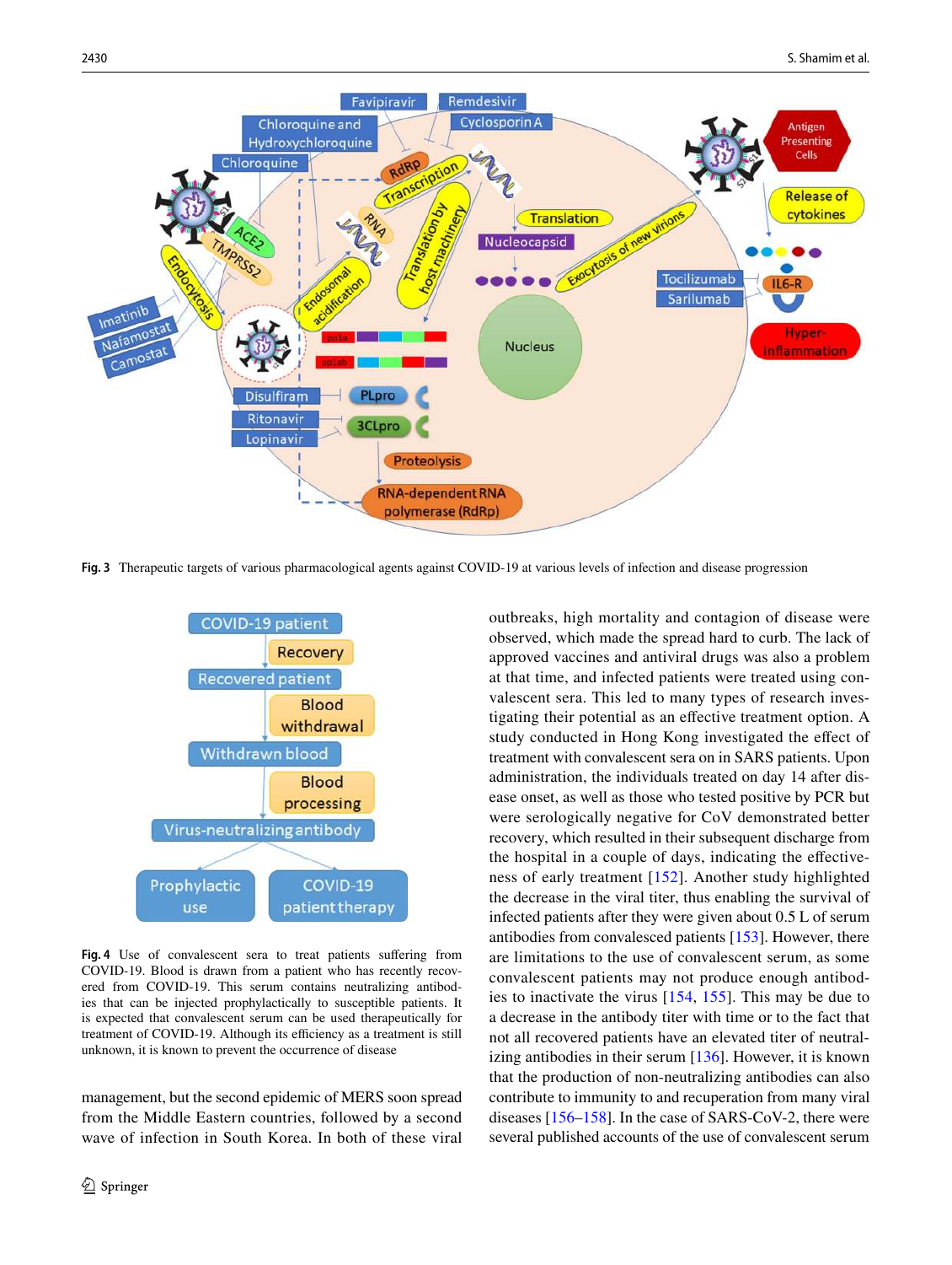**Fig. 3** Therapeutic targets of various pharmacological agents against COVID-19 at various levels of infection and disease progression

**Fig. 4** Use of convalescent sera to treat patients suffering from COVID-19. Blood is drawn from a patient who has recently recovered from COVID-19. This serum contains neutralizing antibodies that can be injected prophylactically to susceptible patients. It is expected that convalescent serum can be used therapeutically for treatment of COVID-19. Although its efficiency as a treatment is still unknown, it is known to prevent the occurrence of disease

management, but the second epidemic of MERS soon spread from the Middle Eastern countries, followed by a second wave of infection in South Korea. In both of these viral outbreaks, high mortality and contagion of disease were observed, which made the spread hard to curb. The lack of approved vaccines and antiviral drugs was also a problem at that time, and infected patients were treated using convalescent sera. This led to many types of research investigating their potential as an effective treatment option. A study conducted in Hong Kong investigated the effect of treatment with convalescent sera on in SARS patients. Upon administration, the individuals treated on day 14 after disease onset, as well as those who tested positive by PCR but were serologically negative for CoV demonstrated better recovery, which resulted in their subsequent discharge from the hospital in a couple of days, indicating the effectiveness of early treatment [152]. Another study highlighted the decrease in the viral titer, thus enabling the survival of infected patients after they were given about 0.5 L of serum antibodies from convalesced patients [153]. However, there are limitations to the use of convalescent serum, as some convalescent patients may not produce enough antibodies to inactivate the virus [154, 155]. This may be due to a decrease in the antibody titer with time or to the fact that not all recovered patients have an elevated titer of neutralizing antibodies in their serum [136]. However, it is known that the production of non-neutralizing antibodies can also contribute to immunity to and recuperation from many viral diseases [156–158]. In the case of SARS-CoV-2, there were several published accounts of the use of convalescent serum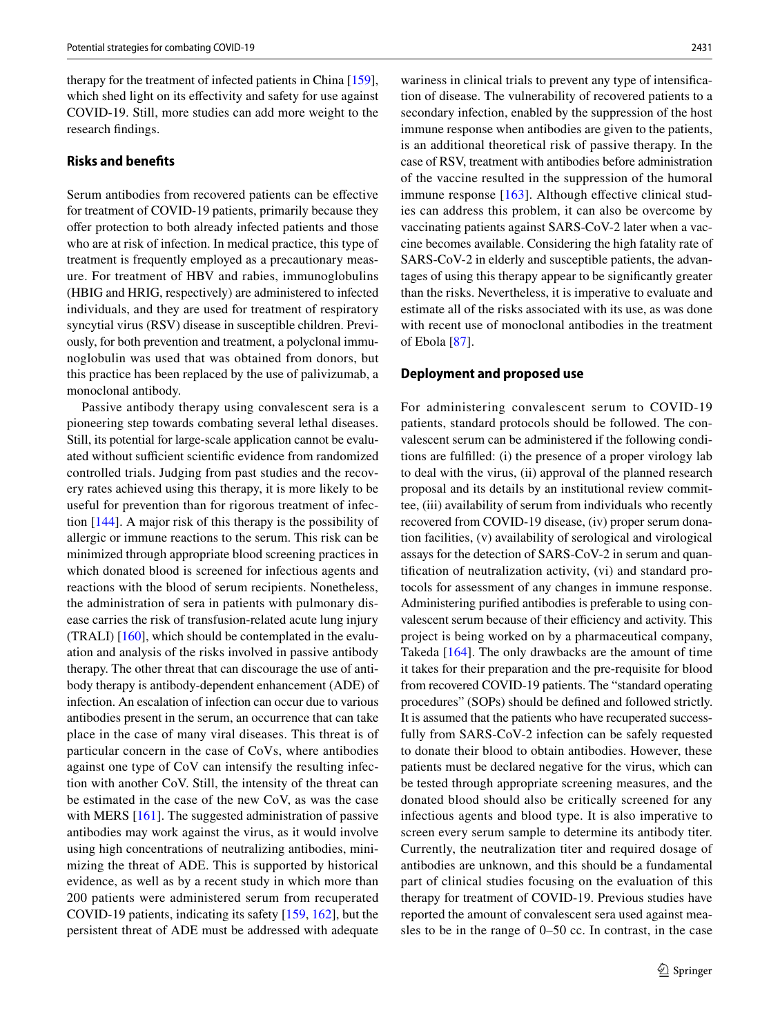therapy for the treatment of infected patients in China [159], which shed light on its effectivity and safety for use against COVID-19. Still, more studies can add more weight to the research findings.

### Risks and benefits

Serum antibodies from recovered patients can be effective for treatment of COVID-19 patients, primarily because they offer protection to both already infected patients and those who are at risk of infection. In medical practice, this type of treatment is frequently employed as a precautionary measure. For treatment of HBV and rabies, immunoglobulins (HBIG and HRIG, respectively) are administered to infected individuals, and they are used for treatment of respiratory syncytial virus (RSV) disease in susceptible children. Previously, for both prevention and treatment, a polyclonal immunoglobulin was used that was obtained from donors, but this practice has been replaced by the use of palivizumab, a monoclonal antibody.

Passive antibody therapy using convalescent sera is a pioneering step towards combating several lethal diseases. Still, its potential for large-scale application cannot be evaluated without sufficient scientific evidence from randomized controlled trials. Judging from past studies and the recovery rates achieved using this therapy, it is more likely to be useful for prevention than for rigorous treatment of infection [144]. A major risk of this therapy is the possibility of allergic or immune reactions to the serum. This risk can be minimized through appropriate blood screening practices in which donated blood is screened for infectious agents and reactions with the blood of serum recipients. Nonetheless, the administration of sera in patients with pulmonary disease carries the risk of transfusion-related acute lung injury (TRALI) [160], which should be contemplated in the evaluation and analysis of the risks involved in passive antibody therapy. The other threat that can discourage the use of antibody therapy is antibody-dependent enhancement (ADE) of infection. An escalation of infection can occur due to various antibodies present in the serum, an occurrence that can take place in the case of many viral diseases. This threat is of particular concern in the case of CoVs, where antibodies against one type of CoV can intensify the resulting infection with another CoV. Still, the intensity of the threat can be estimated in the case of the new CoV, as was the case with MERS [161]. The suggested administration of passive antibodies may work against the virus, as it would involve using high concentrations of neutralizing antibodies, minimizing the threat of ADE. This is supported by historical evidence, as well as by a recent study in which more than 200 patients were administered serum from recuperated COVID-19 patients, indicating its safety [159, 162], but the persistent threat of ADE must be addressed with adequate wariness in clinical trials to prevent any type of intensification of disease. The vulnerability of recovered patients to a secondary infection, enabled by the suppression of the host immune response when antibodies are given to the patients, is an additional theoretical risk of passive therapy. In the case of RSV, treatment with antibodies before administration of the vaccine resulted in the suppression of the humoral immune response [163]. Although effective clinical studies can address this problem, it can also be overcome by vaccinating patients against SARS-CoV-2 later when a vaccine becomes available. Considering the high fatality rate of SARS-CoV-2 in elderly and susceptible patients, the advantages of using this therapy appear to be significantly greater than the risks. Nevertheless, it is imperative to evaluate and estimate all of the risks associated with its use, as was done with recent use of monoclonal antibodies in the treatment of Ebola [87].

### Deployment and proposed use

For administering convalescent serum to COVID-19 patients, standard protocols should be followed. The convalescent serum can be administered if the following conditions are fulfilled: (i) the presence of a proper virology lab to deal with the virus, (ii) approval of the planned research proposal and its details by an institutional review committee, (iii) availability of serum from individuals who recently recovered from COVID-19 disease, (iv) proper serum donation facilities, (v) availability of serological and virological assays for the detection of SARS-CoV-2 in serum and quantification of neutralization activity, (vi) and standard protocols for assessment of any changes in immune response. Administering purified antibodies is preferable to using convalescent serum because of their efficiency and activity. This project is being worked on by a pharmaceutical company, Takeda [164]. The only drawbacks are the amount of time it takes for their preparation and the pre-requisite for blood from recovered COVID-19 patients. The "standard operating procedures" (SOPs) should be defined and followed strictly. It is assumed that the patients who have recuperated successfully from SARS-CoV-2 infection can be safely requested to donate their blood to obtain antibodies. However, these patients must be declared negative for the virus, which can be tested through appropriate screening measures, and the donated blood should also be critically screened for any infectious agents and blood type. It is also imperative to screen every serum sample to determine its antibody titer. Currently, the neutralization titer and required dosage of antibodies are unknown, and this should be a fundamental part of clinical studies focusing on the evaluation of this therapy for treatment of COVID-19. Previous studies have reported the amount of convalescent sera used against measles to be in the range of 0–50 cc. In contrast, in the case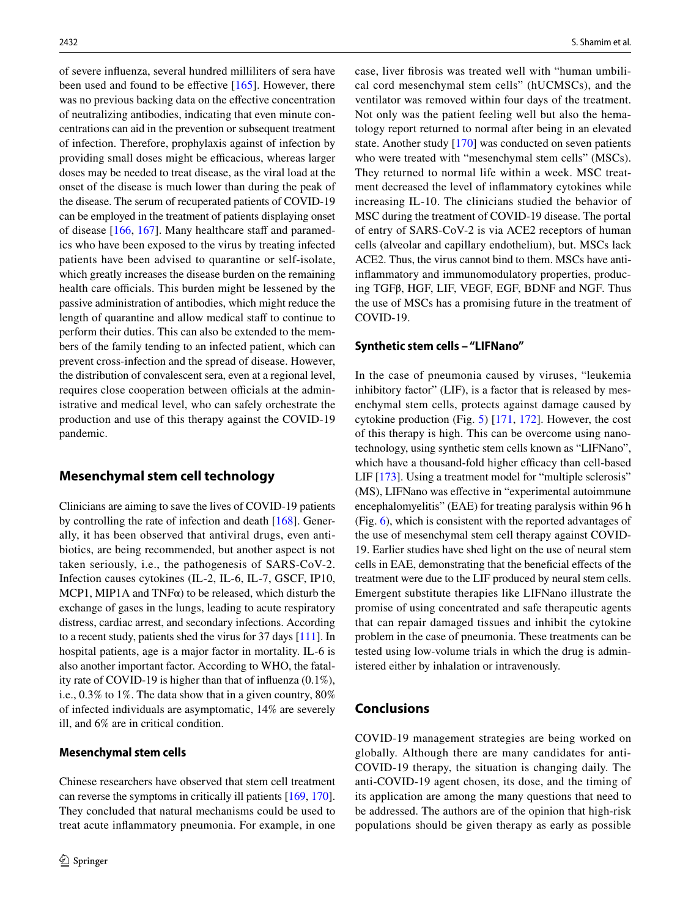of severe influenza, several hundred milliliters of sera have been used and found to be effective [165]. However, there was no previous backing data on the effective concentration of neutralizing antibodies, indicating that even minute concentrations can aid in the prevention or subsequent treatment of infection. Therefore, prophylaxis against of infection by providing small doses might be efficacious, whereas larger doses may be needed to treat disease, as the viral load at the onset of the disease is much lower than during the peak of the disease. The serum of recuperated patients of COVID-19 can be employed in the treatment of patients displaying onset of disease [166, 167]. Many healthcare staff and paramedics who have been exposed to the virus by treating infected patients have been advised to quarantine or self-isolate, which greatly increases the disease burden on the remaining health care officials. This burden might be lessened by the passive administration of antibodies, which might reduce the length of quarantine and allow medical staff to continue to perform their duties. This can also be extended to the members of the family tending to an infected patient, which can prevent cross-infection and the spread of disease. However, the distribution of convalescent sera, even at a regional level, requires close cooperation between officials at the administrative and medical level, who can safely orchestrate the production and use of this therapy against the COVID-19 pandemic.

## Mesenchymal stem cell technology

Clinicians are aiming to save the lives of COVID-19 patients by controlling the rate of infection and death [168]. Generally, it has been observed that antiviral drugs, even antibiotics, are being recommended, but another aspect is not taken seriously, i.e., the pathogenesis of SARS-CoV-2. Infection causes cytokines (IL-2, IL-6, IL-7, GSCF, IP10, MCP1, MIP1A and TNFα) to be released, which disturb the exchange of gases in the lungs, leading to acute respiratory distress, cardiac arrest, and secondary infections. According to a recent study, patients shed the virus for 37 days [111]. In hospital patients, age is a major factor in mortality. IL-6 is also another important factor. According to WHO, the fatality rate of COVID-19 is higher than that of influenza (0.1%), i.e., 0.3% to 1%. The data show that in a given country, 80% of infected individuals are asymptomatic, 14% are severely ill, and 6% are in critical condition.

### Mesenchymal stem cells

Chinese researchers have observed that stem cell treatment can reverse the symptoms in critically ill patients [169, 170]. They concluded that natural mechanisms could be used to treat acute inflammatory pneumonia. For example, in one case, liver fibrosis was treated well with "human umbilical cord mesenchymal stem cells" (hUCMSCs), and the ventilator was removed within four days of the treatment. Not only was the patient feeling well but also the hematology report returned to normal after being in an elevated state. Another study [170] was conducted on seven patients who were treated with "mesenchymal stem cells" (MSCs). They returned to normal life within a week. MSC treatment decreased the level of inflammatory cytokines while increasing IL-10. The clinicians studied the behavior of MSC during the treatment of COVID-19 disease. The portal of entry of SARS-CoV-2 is via ACE2 receptors of human cells (alveolar and capillary endothelium), but. MSCs lack ACE2. Thus, the virus cannot bind to them. MSCs have anti-inflammatory and immunomodulatory properties, producing TGFβ, HGF, LIF, VEGF, EGF, BDNF and NGF. Thus the use of MSCs has a promising future in the treatment of COVID-19.

### Synthetic stem cells – "LIFNano"

In the case of pneumonia caused by viruses, "leukemia inhibitory factor" (LIF), is a factor that is released by mesenchymal stem cells, protects against damage caused by cytokine production (Fig. 5) [171, 172]. However, the cost of this therapy is high. This can be overcome using nanotechnology, using synthetic stem cells known as "LIFNano", which have a thousand-fold higher efficacy than cell-based LIF [173]. Using a treatment model for "multiple sclerosis" (MS), LIFNano was effective in "experimental autoimmune encephalomyelitis" (EAE) for treating paralysis within 96 h (Fig. 6), which is consistent with the reported advantages of the use of mesenchymal stem cell therapy against COVID-19. Earlier studies have shed light on the use of neural stem cells in EAE, demonstrating that the beneficial effects of the treatment were due to the LIF produced by neural stem cells. Emergent substitute therapies like LIFNano illustrate the promise of using concentrated and safe therapeutic agents that can repair damaged tissues and inhibit the cytokine problem in the case of pneumonia. These treatments can be tested using low-volume trials in which the drug is administered either by inhalation or intravenously.

## Conclusions

COVID-19 management strategies are being worked on globally. Although there are many candidates for anti-COVID-19 therapy, the situation is changing daily. The anti-COVID-19 agent chosen, its dose, and the timing of its application are among the many questions that need to be addressed. The authors are of the opinion that high-risk populations should be given therapy as early as possible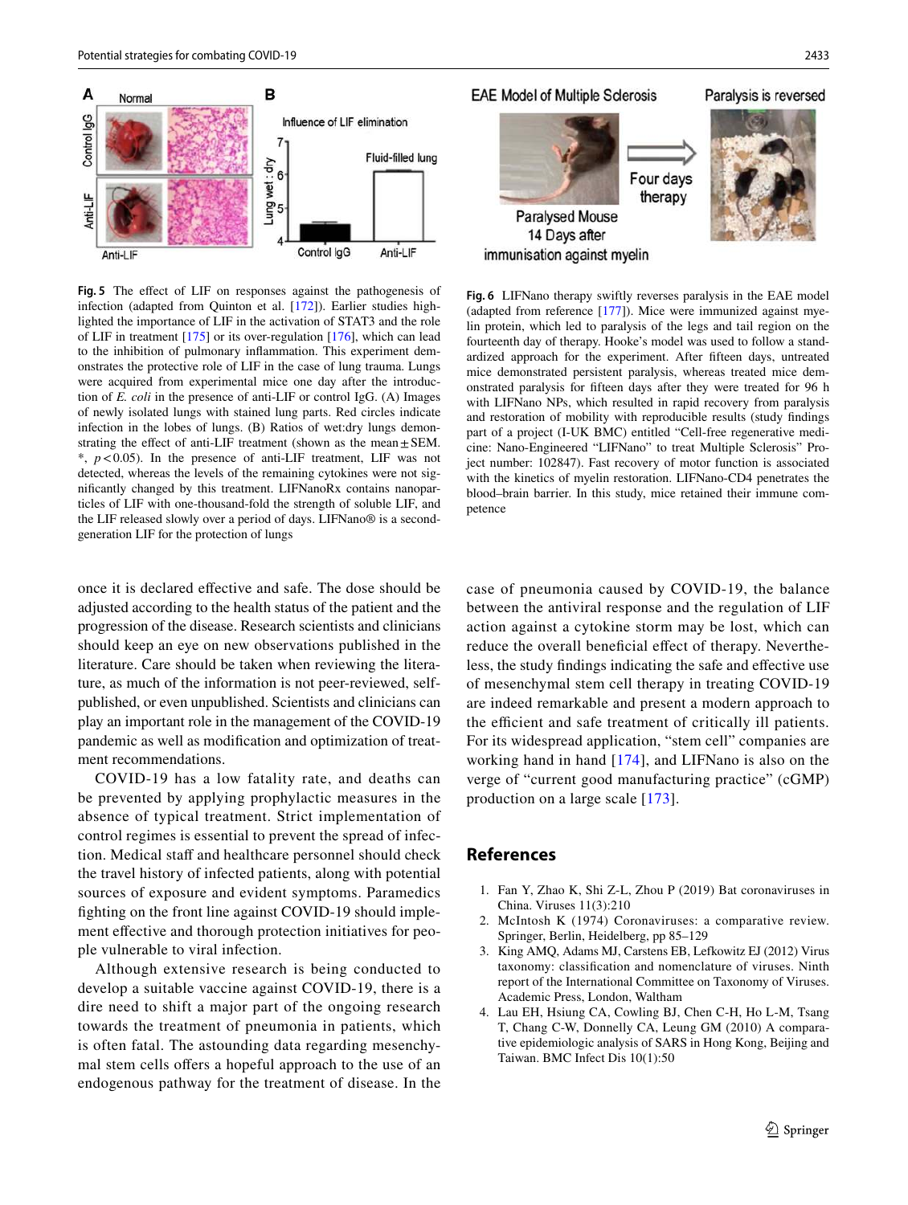**Fig. 5** The effect of LIF on responses against the pathogenesis of infection (adapted from Quinton et al. [172]). Earlier studies highlighted the importance of LIF in the activation of STAT3 and the role of LIF in treatment [175] or its over-regulation [176], which can lead to the inhibition of pulmonary inflammation. This experiment demonstrates the protective role of LIF in the case of lung trauma. Lungs were acquired from experimental mice one day after the introduction of *E. coli* in the presence of anti-LIF or control IgG. (A) Images of newly isolated lungs with stained lung parts. Red circles indicate infection in the lobes of lungs. (B) Ratios of wet:dry lungs demonstrating the effect of anti-LIF treatment (shown as the mean ± SEM. *, $p < 0.05$). In the presence of anti-LIF treatment, LIF was not detected, whereas the levels of the remaining cytokines were not significantly changed by this treatment. LIFNanoRx contains nanoparticles of LIF with one-thousand-fold the strength of soluble LIF, and the LIF released slowly over a period of days. LIFNano® is a second-generation LIF for the protection of lungs

**Fig. 6** LIFNano therapy swiftly reverses paralysis in the EAE model (adapted from reference [177]). Mice were immunized against myelin protein, which led to paralysis of the legs and tail region on the fourteenth day of therapy. Hooke's model was used to follow a standardized approach for the experiment. After fifteen days, untreated mice demonstrated persistent paralysis, whereas treated mice demonstrated paralysis for fifteen days after they were treated for 96 h with LIFNano NPs, which resulted in rapid recovery from paralysis and restoration of mobility with reproducible results (study findings part of a project (I-UK BMC) entitled "Cell-free regenerative medicine: Nano-Engineered "LIFNano" to treat Multiple Sclerosis" Project number: 102847). Fast recovery of motor function is associated with the kinetics of myelin restoration. LIFNano-CD4 penetrates the blood–brain barrier. In this study, mice retained their immune competence

once it is declared effective and safe. The dose should be adjusted according to the health status of the patient and the progression of the disease. Research scientists and clinicians should keep an eye on new observations published in the literature. Care should be taken when reviewing the literature, as much of the information is not peer-reviewed, self-published, or even unpublished. Scientists and clinicians can play an important role in the management of the COVID-19 pandemic as well as modification and optimization of treatment recommendations.

COVID-19 has a low fatality rate, and deaths can be prevented by applying prophylactic measures in the absence of typical treatment. Strict implementation of control regimes is essential to prevent the spread of infection. Medical staff and healthcare personnel should check the travel history of infected patients, along with potential sources of exposure and evident symptoms. Paramedics fighting on the front line against COVID-19 should implement effective and thorough protection initiatives for people vulnerable to viral infection.

Although extensive research is being conducted to develop a suitable vaccine against COVID-19, there is a dire need to shift a major part of the ongoing research towards the treatment of pneumonia in patients, which is often fatal. The astounding data regarding mesenchymal stem cells offers a hopeful approach to the use of an endogenous pathway for the treatment of disease. In the case of pneumonia caused by COVID-19, the balance between the antiviral response and the regulation of LIF action against a cytokine storm may be lost, which can reduce the overall beneficial effect of therapy. Nevertheless, the study findings indicating the safe and effective use of mesenchymal stem cell therapy in treating COVID-19 are indeed remarkable and present a modern approach to the efficient and safe treatment of critically ill patients. For its widespread application, "stem cell" companies are working hand in hand [174], and LIFNano is also on the verge of "current good manufacturing practice" (cGMP) production on a large scale [173].

## References

1. Fan Y, Zhao K, Shi Z-L, Zhou P (2019) Bat coronaviruses in China. Viruses 11(3):210
2. McIntosh K (1974) Coronaviruses: a comparative review. Springer, Berlin, Heidelberg, pp 85–129
3. King AMQ, Adams MJ, Carstens EB, Lefkowitz EJ (2012) Virus taxonomy: classification and nomenclature of viruses. Ninth report of the International Committee on Taxonomy of Viruses. Academic Press, London, Waltham
4. Lau EH, Hsiung CA, Cowling BJ, Chen C-H, Ho L-M, Tsang T, Chang C-W, Donnelly CA, Leung GM (2010) A comparative epidemiologic analysis of SARS in Hong Kong, Beijing and Taiwan. BMC Infect Dis 10(1):50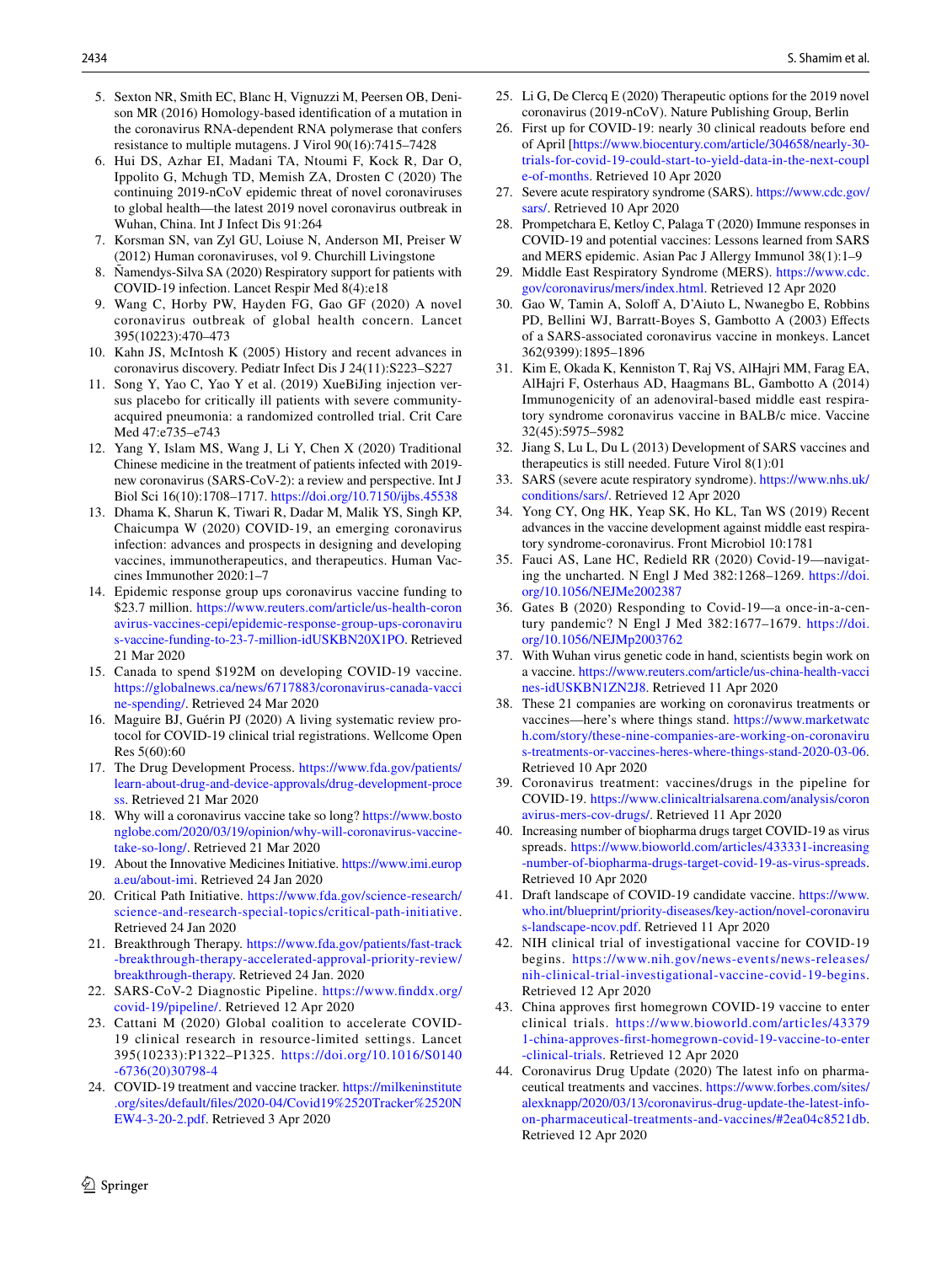5. Sexton NR, Smith EC, Blanc H, Vignuzzi M, Peersen OB, Denison MR (2016) Homology-based identification of a mutation in the coronavirus RNA-dependent RNA polymerase that confers resistance to multiple mutagens. J Virol 90(16):7415–7428
6. Hui DS, Azhar EI, Madani TA, Ntoumi F, Kock R, Dar O, Ippolito G, Mchugh TD, Memish ZA, Drosten C (2020) The continuing 2019-nCoV epidemic threat of novel coronaviruses to global health—the latest 2019 novel coronavirus outbreak in Wuhan, China. Int J Infect Dis 91:264
7. Korsman SN, van Zyl GU, Loiuse N, Anderson MI, Preiser W (2012) Human coronaviruses, vol 9. Churchill Livingstone
8. Ñamendys-Silva SA (2020) Respiratory support for patients with COVID-19 infection. Lancet Respir Med 8(4):e18
9. Wang C, Horby PW, Hayden FG, Gao GF (2020) A novel coronavirus outbreak of global health concern. Lancet 395(10223):470–473
10. Kahn JS, McIntosh K (2005) History and recent advances in coronavirus discovery. Pediatr Infect Dis J 24(11):S223–S227
11. Song Y, Yao C, Yao Y et al. (2019) XueBiJing injection versus placebo for critically ill patients with severe community-acquired pneumonia: a randomized controlled trial. Crit Care Med 47:e735–e743
12. Yang Y, Islam MS, Wang J, Li Y, Chen X (2020) Traditional Chinese medicine in the treatment of patients infected with 2019-new coronavirus (SARS-CoV-2): a review and perspective. Int J Biol Sci 16(10):1708–1717. https://doi.org/10.7150/ijbs.45538
13. Dhama K, Sharun K, Tiwari R, Dadar M, Malik YS, Singh KP, Chaicumpa W (2020) COVID-19, an emerging coronavirus infection: advances and prospects in designing and developing vaccines, immunotherapeutics, and therapeutics. Human Vaccines Immunother 2020:1–7
14. Epidemic response group ups coronavirus vaccine funding to $23.7 million. https://www.reuters.com/article/us-health-coronavirus-vaccines-cepi/epidemic-response-group-ups-coronavirus-vaccine-funding-to-23-7-million-idUSKBN20X1PO. Retrieved 21 Mar 2020
15. Canada to spend $192M on developing COVID-19 vaccine. https://globalnews.ca/news/6717883/coronavirus-canada-vaccine-spending/. Retrieved 24 Mar 2020
16. Maguire BJ, Guérin PJ (2020) A living systematic review protocol for COVID-19 clinical trial registrations. Wellcome Open Res 5(60):60
17. The Drug Development Process. https://www.fda.gov/patients/learn-about-drug-and-device-approvals/drug-development-process. Retrieved 21 Mar 2020
18. Why will a coronavirus vaccine take so long? https://www.bostonglobe.com/2020/03/19/opinion/why-will-coronavirus-vaccine-take-so-long/. Retrieved 21 Mar 2020
19. About the Innovative Medicines Initiative. https://www.imi.europa.eu/about-imi. Retrieved 24 Jan 2020
20. Critical Path Initiative. https://www.fda.gov/science-research/science-and-research-special-topics/critical-path-initiative. Retrieved 24 Jan 2020
21. Breakthrough Therapy. https://www.fda.gov/patients/fast-track-breakthrough-therapy-accelerated-approval-priority-review/breakthrough-therapy. Retrieved 24 Jan. 2020
22. SARS-CoV-2 Diagnostic Pipeline. https://www.finddx.org/covid-19/pipeline/. Retrieved 12 Apr 2020
23. Cattani M (2020) Global coalition to accelerate COVID-19 clinical research in resource-limited settings. Lancet 395(10233):P1322–P1325. https://doi.org/10.1016/S0140-6736(20)30798-4
24. COVID-19 treatment and vaccine tracker. https://milkeninstitute.org/sites/default/files/2020-04/Covid19%2520Tracker%2520NEW4-3-20-2.pdf. Retrieved 3 Apr 2020
25. Li G, De Clercq E (2020) Therapeutic options for the 2019 novel coronavirus (2019-nCoV). Nature Publishing Group, Berlin
26. First up for COVID-19: nearly 30 clinical readouts before end of April [https://www.biocentury.com/article/304658/nearly-30-trials-for-covid-19-could-start-to-yield-data-in-the-next-couple-of-months. Retrieved 10 Apr 2020
27. Severe acute respiratory syndrome (SARS). https://www.cdc.gov/sars/. Retrieved 10 Apr 2020
28. Prompetchara E, Ketloy C, Palaga T (2020) Immune responses in COVID-19 and potential vaccines: Lessons learned from SARS and MERS epidemic. Asian Pac J Allergy Immunol 38(1):1–9
29. Middle East Respiratory Syndrome (MERS). https://www.cdc.gov/coronavirus/mers/index.html. Retrieved 12 Apr 2020
30. Gao W, Tamin A, Soloff A, D'Aiuto L, Nwanegbo E, Robbins PD, Bellini WJ, Barratt-Boyes S, Gambotto A (2003) Effects of a SARS-associated coronavirus vaccine in monkeys. Lancet 362(9399):1895–1896
31. Kim E, Okada K, Kenniston T, Raj VS, AlHajri MM, Farag EA, AlHajri F, Osterhaus AD, Haagmans BL, Gambotto A (2014) Immunogenicity of an adenoviral-based middle east respiratory syndrome coronavirus vaccine in BALB/c mice. Vaccine 32(45):5975–5982
32. Jiang S, Lu L, Du L (2013) Development of SARS vaccines and therapeutics is still needed. Future Virol 8(1):01
33. SARS (severe acute respiratory syndrome). https://www.nhs.uk/conditions/sars/. Retrieved 12 Apr 2020
34. Yong CY, Ong HK, Yeap SK, Ho KL, Tan WS (2019) Recent advances in the vaccine development against middle east respiratory syndrome-coronavirus. Front Microbiol 10:1781
35. Fauci AS, Lane HC, Redield RR (2020) Covid-19—navigating the uncharted. N Engl J Med 382:1268–1269. https://doi.org/10.1056/NEJMe2002387
36. Gates B (2020) Responding to Covid-19—a once-in-a-century pandemic? N Engl J Med 382:1677–1679. https://doi.org/10.1056/NEJMp2003762
37. With Wuhan virus genetic code in hand, scientists begin work on a vaccine. https://www.reuters.com/article/us-china-health-vaccines-idUSKBN1ZN2J8. Retrieved 11 Apr 2020
38. These 21 companies are working on coronavirus treatments or vaccines—here's where things stand. https://www.marketwatch.com/story/these-nine-companies-are-working-on-coronavirus-treatments-or-vaccines-heres-where-things-stand-2020-03-06. Retrieved 10 Apr 2020
39. Coronavirus treatment: vaccines/drugs in the pipeline for COVID-19. https://www.clinicaltrialsarena.com/analysis/coronavirus-mers-cov-drugs/. Retrieved 11 Apr 2020
40. Increasing number of biopharma drugs target COVID-19 as virus spreads. https://www.bioworld.com/articles/433331-increasing-number-of-biopharma-drugs-target-covid-19-as-virus-spreads. Retrieved 10 Apr 2020
41. Draft landscape of COVID-19 candidate vaccine. https://www.who.int/blueprint/priority-diseases/key-action/novel-coronavirus-landscape-ncov.pdf. Retrieved 11 Apr 2020
42. NIH clinical trial of investigational vaccine for COVID-19 begins. https://www.nih.gov/news-events/news-releases/nih-clinical-trial-investigational-vaccine-covid-19-begins. Retrieved 12 Apr 2020
43. China approves first homegrown COVID-19 vaccine to enter clinical trials. https://www.bioworld.com/articles/433791-china-approves-first-homegrown-covid-19-vaccine-to-enter-clinical-trials. Retrieved 12 Apr 2020
44. Coronavirus Drug Update (2020) The latest info on pharmaceutical treatments and vaccines. https://www.forbes.com/sites/alexknapp/2020/03/13/coronavirus-drug-update-the-latest-info-on-pharmaceutical-treatments-and-vaccines/#2ea04c8521db. Retrieved 12 Apr 2020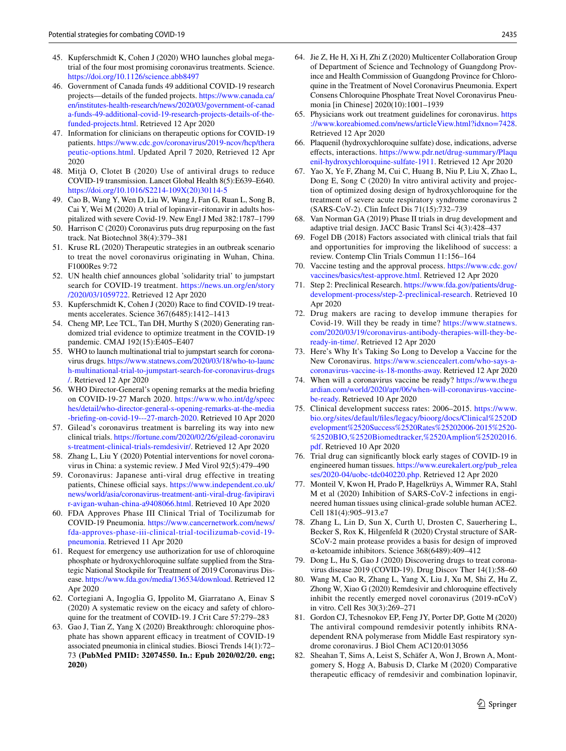45. Kupferschmidt K, Cohen J (2020) WHO launches global megatrial of the four most promising coronavirus treatments. Science. https://doi.org/10.1126/science.abb8497
46. Government of Canada funds 49 additional COVID-19 research projects—details of the funded projects. https://www.canada.ca/en/institutes-health-research/news/2020/03/government-of-canada-funds-49-additional-covid-19-research-projects-details-of-the-funded-projects.html. Retrieved 12 Apr 2020
47. Information for clinicians on therapeutic options for COVID-19 patients. https://www.cdc.gov/coronavirus/2019-ncov/hcp/therapeutic-options.html. Updated April 7 2020, Retrieved 12 Apr 2020
48. Mitjà O, Clotet B (2020) Use of antiviral drugs to reduce COVID-19 transmission. Lancet Global Health 8(5):E639–E640. https://doi.org/10.1016/S2214-109X(20)30114-5
49. Cao B, Wang Y, Wen D, Liu W, Wang J, Fan G, Ruan L, Song B, Cai Y, Wei M (2020) A trial of lopinavir–ritonavir in adults hospitalized with severe Covid-19. New Engl J Med 382:1787–1799
50. Harrison C (2020) Coronavirus puts drug repurposing on the fast track. Nat Biotechnol 38(4):379–381
51. Kruse RL (2020) Therapeutic strategies in an outbreak scenario to treat the novel coronavirus originating in Wuhan, China. F1000Res 9:72
52. UN health chief announces global 'solidarity trial' to jumpstart search for COVID-19 treatment. https://news.un.org/en/story/2020/03/1059722. Retrieved 12 Apr 2020
53. Kupferschmidt K, Cohen J (2020) Race to find COVID-19 treatments accelerates. Science 367(6485):1412–1413
54. Cheng MP, Lee TCL, Tan DH, Murthy S (2020) Generating randomized trial evidence to optimize treatment in the COVID-19 pandemic. CMAJ 192(15):E405–E407
55. WHO to launch multinational trial to jumpstart search for coronavirus drugs. https://www.statnews.com/2020/03/18/who-to-launch-multinational-trial-to-jumpstart-search-for-coronavirus-drugs/. Retrieved 12 Apr 2020
56. WHO Director-General's opening remarks at the media briefing on COVID-19-27 March 2020. https://www.who.int/dg/speeches/detail/who-director-general-s-opening-remarks-at-the-media-briefing-on-covid-19---27-march-2020. Retrieved 10 Apr 2020
57. Gilead's coronavirus treatment is barreling its way into new clinical trials. https://fortune.com/2020/02/26/gilead-coronavirus-treatment-clinical-trials-remdesivir/. Retrieved 12 Apr 2020
58. Zhang L, Liu Y (2020) Potential interventions for novel coronavirus in China: a systemic review. J Med Virol 92(5):479–490
59. Coronavirus: Japanese anti-viral drug effective in treating patients, Chinese official says. https://www.independent.co.uk/news/world/asia/coronavirus-treatment-anti-viral-drug-favipiravir-avigan-wuhan-china-a9408066.html. Retrieved 10 Apr 2020
60. FDA Approves Phase III Clinical Trial of Tocilizumab for COVID-19 Pneumonia. https://www.cancernetwork.com/news/fda-approves-phase-iii-clinical-trial-tocilizumab-covid-19-pneumonia. Retrieved 11 Apr 2020
61. Request for emergency use authorization for use of chloroquine phosphate or hydroxychloroquine sulfate supplied from the Strategic National Stockpile for Treatment of 2019 Coronavirus Disease. https://www.fda.gov/media/136534/download. Retrieved 12 Apr 2020
62. Cortegiani A, Ingoglia G, Ippolito M, Giarratano A, Einav S (2020) A systematic review on the eicacy and safety of chloroquine for the treatment of COVID-19. J Crit Care 57:279–283
63. Gao J, Tian Z, Yang X (2020) Breakthrough: chloroquine phosphate has shown apparent efficacy in treatment of COVID-19 associated pneumonia in clinical studies. Biosci Trends 14(1):72–73 **(PubMed PMID: 32074550. In.: Epub 2020/02/20. eng; 2020)**
64. Jie Z, He H, Xi H, Zhi Z (2020) Multicenter Collaboration Group of Department of Science and Technology of Guangdong Province and Health Commission of Guangdong Province for Chloroquine in the Treatment of Novel Coronavirus Pneumonia. Expert Consens Chloroquine Phosphate Treat Novel Coronavirus Pneumonia [in Chinese] 2020(10):1001–1939
65. Physicians work out treatment guidelines for coronavirus. https://www.koreabiomed.com/news/articleView.html?idxno=7428. Retrieved 12 Apr 2020
66. Plaquenil (hydroxychloroquine sulfate) dose, indications, adverse effects, interactions. https://www.pdr.net/drug-summary/Plaquenil-hydroxychloroquine-sulfate-1911. Retrieved 12 Apr 2020
67. Yao X, Ye F, Zhang M, Cui C, Huang B, Niu P, Liu X, Zhao L, Dong E, Song C (2020) In vitro antiviral activity and projection of optimized dosing design of hydroxychloroquine for the treatment of severe acute respiratory syndrome coronavirus 2 (SARS-CoV-2). Clin Infect Dis 71(15):732–739
68. Van Norman GA (2019) Phase II trials in drug development and adaptive trial design. JACC Basic Transl Sci 4(3):428–437
69. Fogel DB (2018) Factors associated with clinical trials that fail and opportunities for improving the likelihood of success: a review. Contemp Clin Trials Commun 11:156–164
70. Vaccine testing and the approval process. https://www.cdc.gov/vaccines/basics/test-approve.html. Retrieved 12 Apr 2020
71. Step 2: Preclinical Research. https://www.fda.gov/patients/drug-development-process/step-2-preclinical-research. Retrieved 10 Apr 2020
72. Drug makers are racing to develop immune therapies for Covid-19. Will they be ready in time? https://www.statnews.com/2020/03/19/coronavirus-antibody-therapies-will-they-be-ready-in-time/. Retrieved 12 Apr 2020
73. Here's Why It's Taking So Long to Develop a Vaccine for the New Coronavirus. https://www.sciencealert.com/who-says-a-coronavirus-vaccine-is-18-months-away. Retrieved 12 Apr 2020
74. When will a coronavirus vaccine be ready? https://www.theguardian.com/world/2020/apr/06/when-will-coronavirus-vaccine-be-ready. Retrieved 10 Apr 2020
75. Clinical development success rates: 2006–2015. https://www.bio.org/sites/default/files/legacy/bioorg/docs/Clinical%2520Development%2520Success%2520Rates%25202006-2015%2520-%2520BIO,%2520Biomedtracker,%2520Amplion%25202016.pdf. Retrieved 10 Apr 2020
76. Trial drug can significantly block early stages of COVID-19 in engineered human tissues. https://www.eurekalert.org/pub_releases/2020-04/uobc-tdc040220.php. Retrieved 12 Apr 2020
77. Monteil V, Kwon H, Prado P, Hagelkrüys A, Wimmer RA, Stahl M et al (2020) Inhibition of SARS-CoV-2 infections in engineered human tissues using clinical-grade soluble human ACE2. Cell 181(4):905–913.e7
78. Zhang L, Lin D, Sun X, Curth U, Drosten C, Sauerhering L, Becker S, Rox K, Hilgenfeld R (2020) Crystal structure of SARSCoV-2 main protease provides a basis for design of improved α-ketoamide inhibitors. Science 368(6489):409–412
79. Dong L, Hu S, Gao J (2020) Discovering drugs to treat coronavirus disease 2019 (COVID-19). Drug Discov Ther 14(1):58–60
80. Wang M, Cao R, Zhang L, Yang X, Liu J, Xu M, Shi Z, Hu Z, Zhong W, Xiao G (2020) Remdesivir and chloroquine effectively inhibit the recently emerged novel coronavirus (2019-nCoV) in vitro. Cell Res 30(3):269–271
81. Gordon CJ, Tchesnokov EP, Feng JY, Porter DP, Gotte M (2020) The antiviral compound remdesivir potently inhibits RNA-dependent RNA polymerase from Middle East respiratory syndrome coronavirus. J Biol Chem AC120:013056
82. Sheahan T, Sims A, Leist S, Schäfer A, Won J, Brown A, Montgomery S, Hogg A, Babusis D, Clarke M (2020) Comparative therapeutic efficacy of remdesivir and combination lopinavir,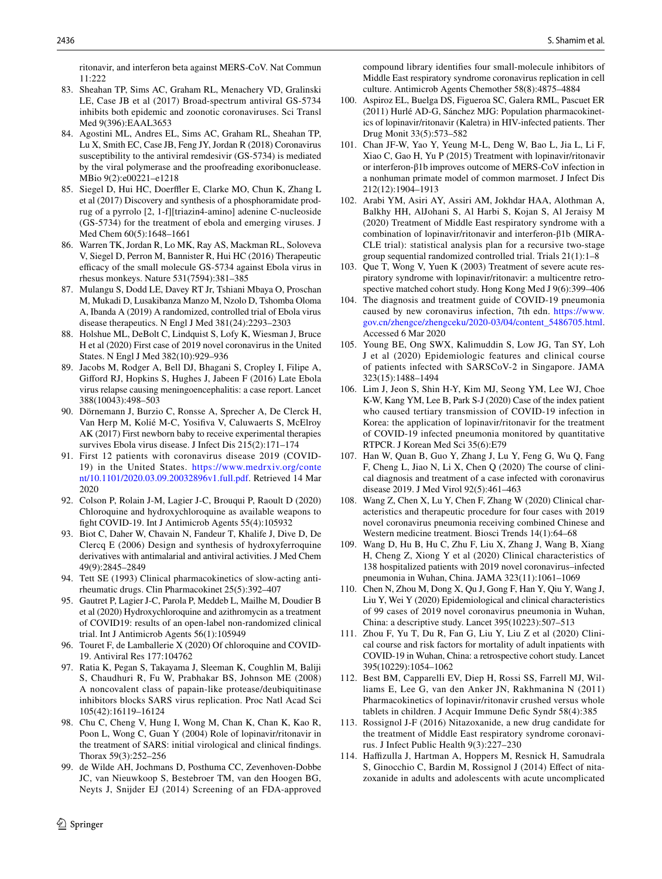ritonavir, and interferon beta against MERS-CoV. Nat Commun 11:222

83. Sheahan TP, Sims AC, Graham RL, Menachery VD, Gralinski LE, Case JB et al (2017) Broad-spectrum antiviral GS-5734 inhibits both epidemic and zoonotic coronaviruses. Sci Transl Med 9(396):EAAL3653
84. Agostini ML, Andres EL, Sims AC, Graham RL, Sheahan TP, Lu X, Smith EC, Case JB, Feng JY, Jordan R (2018) Coronavirus susceptibility to the antiviral remdesivir (GS-5734) is mediated by the viral polymerase and the proofreading exoribonuclease. MBio 9(2):e00221–e1218
85. Siegel D, Hui HC, Doerffler E, Clarke MO, Chun K, Zhang L et al (2017) Discovery and synthesis of a phosphoramidate prodrug of a pyrrolo [2, 1-f][triazin4-amino] adenine C-nucleoside (GS-5734) for the treatment of ebola and emerging viruses. J Med Chem 60(5):1648–1661
86. Warren TK, Jordan R, Lo MK, Ray AS, Mackman RL, Soloveva V, Siegel D, Perron M, Bannister R, Hui HC (2016) Therapeutic efficacy of the small molecule GS-5734 against Ebola virus in rhesus monkeys. Nature 531(7594):381–385
87. Mulangu S, Dodd LE, Davey RT Jr, Tshiani Mbaya O, Proschan M, Mukadi D, Lusakibanza Manzo M, Nzolo D, Tshomba Oloma A, Ibanda A (2019) A randomized, controlled trial of Ebola virus disease therapeutics. N Engl J Med 381(24):2293–2303
88. Holshue ML, DeBolt C, Lindquist S, Lofy K, Wiesman J, Bruce H et al (2020) First case of 2019 novel coronavirus in the United States. N Engl J Med 382(10):929–936
89. Jacobs M, Rodger A, Bell DJ, Bhagani S, Cropley I, Filipe A, Gifford RJ, Hopkins S, Hughes J, Jabeen F (2016) Late Ebola virus relapse causing meningoencephalitis: a case report. Lancet 388(10043):498–503
90. Dörnemann J, Burzio C, Ronsse A, Sprecher A, De Clerck H, Van Herp M, Kolié M-C, Yosifiva V, Caluwaerts S, McElroy AK (2017) First newborn baby to receive experimental therapies survives Ebola virus disease. J Infect Dis 215(2):171–174
91. First 12 patients with coronavirus disease 2019 (COVID-19) in the United States. https://www.medrxiv.org/content/10.1101/2020.03.09.20032896v1.full.pdf. Retrieved 14 Mar 2020
92. Colson P, Rolain J-M, Lagier J-C, Brouqui P, Raoult D (2020) Chloroquine and hydroxychloroquine as available weapons to fight COVID-19. Int J Antimicrob Agents 55(4):105932
93. Biot C, Daher W, Chavain N, Fandeur T, Khalife J, Dive D, De Clercq E (2006) Design and synthesis of hydroxyferroquine derivatives with antimalarial and antiviral activities. J Med Chem 49(9):2845–2849
94. Tett SE (1993) Clinical pharmacokinetics of slow-acting antirheumatic drugs. Clin Pharmacokinet 25(5):392–407
95. Gautret P, Lagier J-C, Parola P, Meddeb L, Mailhe M, Doudier B et al (2020) Hydroxychloroquine and azithromycin as a treatment of COVID19: results of an open-label non-randomized clinical trial. Int J Antimicrob Agents 56(1):105949
96. Touret F, de Lamballerie X (2020) Of chloroquine and COVID-19. Antiviral Res 177:104762
97. Ratia K, Pegan S, Takayama J, Sleeman K, Coughlin M, Baliji S, Chaudhuri R, Fu W, Prabhakar BS, Johnson ME (2008) A noncovalent class of papain-like protease/deubiquitinase inhibitors blocks SARS virus replication. Proc Natl Acad Sci 105(42):16119–16124
98. Chu C, Cheng V, Hung I, Wong M, Chan K, Chan K, Kao R, Poon L, Wong C, Guan Y (2004) Role of lopinavir/ritonavir in the treatment of SARS: initial virological and clinical findings. Thorax 59(3):252–256
99. de Wilde AH, Jochmans D, Posthuma CC, Zevenhoven-Dobbe JC, van Nieuwkoop S, Bestebroer TM, van den Hoogen BG, Neyts J, Snijder EJ (2014) Screening of an FDA-approved compound library identifies four small-molecule inhibitors of Middle East respiratory syndrome coronavirus replication in cell culture. Antimicrob Agents Chemother 58(8):4875–4884
100. Aspiroz EL, Buelga DS, Figueroa SC, Galera RML, Pascuet ER (2011) Hurlé AD-G, Sánchez MJG: Population pharmacokinetics of lopinavir/ritonavir (Kaletra) in HIV-infected patients. Ther Drug Monit 33(5):573–582
101. Chan JF-W, Yao Y, Yeung M-L, Deng W, Bao L, Jia L, Li F, Xiao C, Gao H, Yu P (2015) Treatment with lopinavir/ritonavir or interferon-β1b improves outcome of MERS-CoV infection in a nonhuman primate model of common marmoset. J Infect Dis 212(12):1904–1913
102. Arabi YM, Asiri AY, Assiri AM, Jokhdar HAA, Alothman A, Balkhy HH, AlJohani S, Al Harbi S, Kojan S, Al Jeraisy M (2020) Treatment of Middle East respiratory syndrome with a combination of lopinavir/ritonavir and interferon-β1b (MIRACLE trial): statistical analysis plan for a recursive two-stage group sequential randomized controlled trial. Trials 21(1):1–8
103. Que T, Wong V, Yuen K (2003) Treatment of severe acute respiratory syndrome with lopinavir/ritonavir: a multicentre retrospective matched cohort study. Hong Kong Med J 9(6):399–406
104. The diagnosis and treatment guide of COVID-19 pneumonia caused by new coronavirus infection, 7th edn. https://www.gov.cn/zhengce/zhengceku/2020-03/04/content_5486705.html. Accessed 6 Mar 2020
105. Young BE, Ong SWX, Kalimuddin S, Low JG, Tan SY, Loh J et al (2020) Epidemiologic features and clinical course of patients infected with SARSCoV-2 in Singapore. JAMA 323(15):1488–1494
106. Lim J, Jeon S, Shin H-Y, Kim MJ, Seong YM, Lee WJ, Choe K-W, Kang YM, Lee B, Park S-J (2020) Case of the index patient who caused tertiary transmission of COVID-19 infection in Korea: the application of lopinavir/ritonavir for the treatment of COVID-19 infected pneumonia monitored by quantitative RTPCR. J Korean Med Sci 35(6):E79
107. Han W, Quan B, Guo Y, Zhang J, Lu Y, Feng G, Wu Q, Fang F, Cheng L, Jiao N, Li X, Chen Q (2020) The course of clinical diagnosis and treatment of a case infected with coronavirus disease 2019. J Med Virol 92(5):461–463
108. Wang Z, Chen X, Lu Y, Chen F, Zhang W (2020) Clinical characteristics and therapeutic procedure for four cases with 2019 novel coronavirus pneumonia receiving combined Chinese and Western medicine treatment. Biosci Trends 14(1):64–68
109. Wang D, Hu B, Hu C, Zhu F, Liu X, Zhang J, Wang B, Xiang H, Cheng Z, Xiong Y et al (2020) Clinical characteristics of 138 hospitalized patients with 2019 novel coronavirus–infected pneumonia in Wuhan, China. JAMA 323(11):1061–1069
110. Chen N, Zhou M, Dong X, Qu J, Gong F, Han Y, Qiu Y, Wang J, Liu Y, Wei Y (2020) Epidemiological and clinical characteristics of 99 cases of 2019 novel coronavirus pneumonia in Wuhan, China: a descriptive study. Lancet 395(10223):507–513
111. Zhou F, Yu T, Du R, Fan G, Liu Y, Liu Z et al (2020) Clinical course and risk factors for mortality of adult inpatients with COVID-19 in Wuhan, China: a retrospective cohort study. Lancet 395(10229):1054–1062
112. Best BM, Capparelli EV, Diep H, Rossi SS, Farrell MJ, Williams E, Lee G, van den Anker JN, Rakhmanina N (2011) Pharmacokinetics of lopinavir/ritonavir crushed versus whole tablets in children. J Acquir Immune Defic Syndr 58(4):385
113. Rossignol J-F (2016) Nitazoxanide, a new drug candidate for the treatment of Middle East respiratory syndrome coronavirus. J Infect Public Health 9(3):227–230
114. Haffizulla J, Hartman A, Hoppers M, Resnick H, Samudrala S, Ginocchio C, Bardin M, Rossignol J (2014) Effect of nitazoxanide in adults and adolescents with acute uncomplicated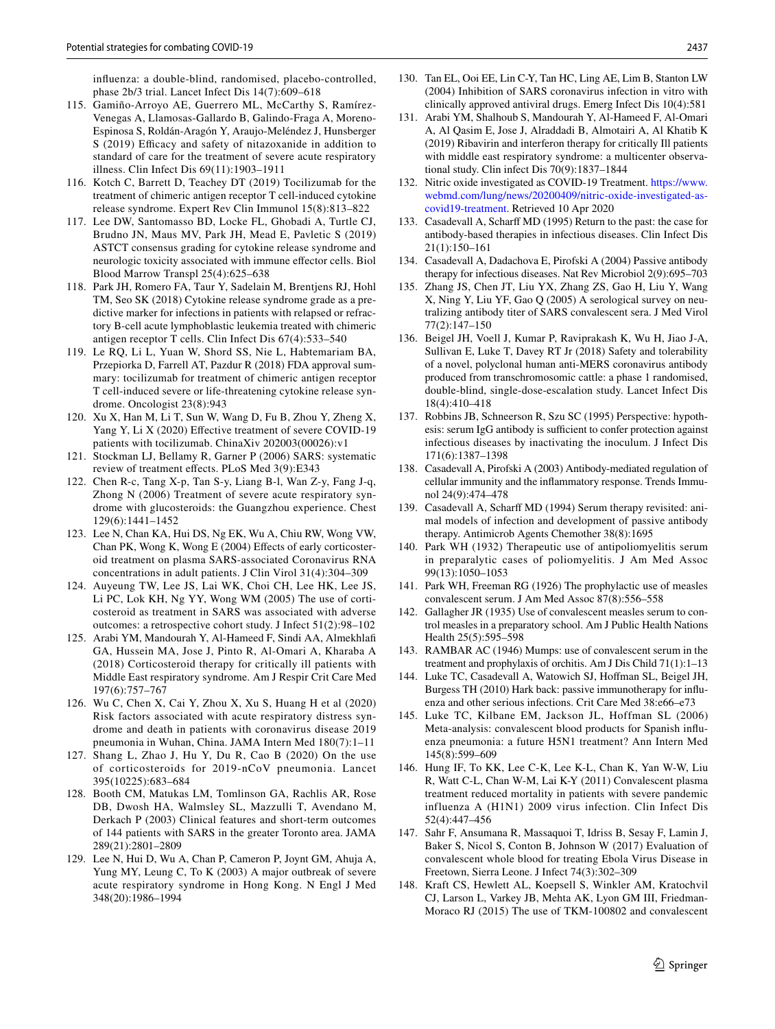influenza: a double-blind, randomised, placebo-controlled, phase 2b/3 trial. Lancet Infect Dis 14(7):609–618

115. Gamiño-Arroyo AE, Guerrero ML, McCarthy S, Ramírez-Venegas A, Llamosas-Gallardo B, Galindo-Fraga A, Moreno-Espinosa S, Roldán-Aragón Y, Araujo-Meléndez J, Hunsberger S (2019) Efficacy and safety of nitazoxanide in addition to standard of care for the treatment of severe acute respiratory illness. Clin Infect Dis 69(11):1903–1911
116. Kotch C, Barrett D, Teachey DT (2019) Tocilizumab for the treatment of chimeric antigen receptor T cell-induced cytokine release syndrome. Expert Rev Clin Immunol 15(8):813–822
117. Lee DW, Santomasso BD, Locke FL, Ghobadi A, Turtle CJ, Brudno JN, Maus MV, Park JH, Mead E, Pavletic S (2019) ASTCT consensus grading for cytokine release syndrome and neurologic toxicity associated with immune effector cells. Biol Blood Marrow Transpl 25(4):625–638
118. Park JH, Romero FA, Taur Y, Sadelain M, Brentjens RJ, Hohl TM, Seo SK (2018) Cytokine release syndrome grade as a predictive marker for infections in patients with relapsed or refractory B-cell acute lymphoblastic leukemia treated with chimeric antigen receptor T cells. Clin Infect Dis 67(4):533–540
119. Le RQ, Li L, Yuan W, Shord SS, Nie L, Habtemariam BA, Przepiorka D, Farrell AT, Pazdur R (2018) FDA approval summary: tocilizumab for treatment of chimeric antigen receptor T cell-induced severe or life-threatening cytokine release syndrome. Oncologist 23(8):943
120. Xu X, Han M, Li T, Sun W, Wang D, Fu B, Zhou Y, Zheng X, Yang Y, Li X (2020) Effective treatment of severe COVID-19 patients with tocilizumab. ChinaXiv 202003(00026):v1
121. Stockman LJ, Bellamy R, Garner P (2006) SARS: systematic review of treatment effects. PLoS Med 3(9):E343
122. Chen R-c, Tang X-p, Tan S-y, Liang B-l, Wan Z-y, Fang J-q, Zhong N (2006) Treatment of severe acute respiratory syndrome with glucosteroids: the Guangzhou experience. Chest 129(6):1441–1452
123. Lee N, Chan KA, Hui DS, Ng EK, Wu A, Chiu RW, Wong VW, Chan PK, Wong K, Wong E (2004) Effects of early corticosteroid treatment on plasma SARS-associated Coronavirus RNA concentrations in adult patients. J Clin Virol 31(4):304–309
124. Auyeung TW, Lee JS, Lai WK, Choi CH, Lee HK, Lee JS, Li PC, Lok KH, Ng YY, Wong WM (2005) The use of corticosteroid as treatment in SARS was associated with adverse outcomes: a retrospective cohort study. J Infect 51(2):98–102
125. Arabi YM, Mandourah Y, Al-Hameed F, Sindi AA, Almekhlafi GA, Hussein MA, Jose J, Pinto R, Al-Omari A, Kharaba A (2018) Corticosteroid therapy for critically ill patients with Middle East respiratory syndrome. Am J Respir Crit Care Med 197(6):757–767
126. Wu C, Chen X, Cai Y, Zhou X, Xu S, Huang H et al (2020) Risk factors associated with acute respiratory distress syndrome and death in patients with coronavirus disease 2019 pneumonia in Wuhan, China. JAMA Intern Med 180(7):1–11
127. Shang L, Zhao J, Hu Y, Du R, Cao B (2020) On the use of corticosteroids for 2019-nCoV pneumonia. Lancet 395(10225):683–684
128. Booth CM, Matukas LM, Tomlinson GA, Rachlis AR, Rose DB, Dwosh HA, Walmsley SL, Mazzulli T, Avendano M, Derkach P (2003) Clinical features and short-term outcomes of 144 patients with SARS in the greater Toronto area. JAMA 289(21):2801–2809
129. Lee N, Hui D, Wu A, Chan P, Cameron P, Joynt GM, Ahuja A, Yung MY, Leung C, To K (2003) A major outbreak of severe acute respiratory syndrome in Hong Kong. N Engl J Med 348(20):1986–1994
130. Tan EL, Ooi EE, Lin C-Y, Tan HC, Ling AE, Lim B, Stanton LW (2004) Inhibition of SARS coronavirus infection in vitro with clinically approved antiviral drugs. Emerg Infect Dis 10(4):581
131. Arabi YM, Shalhoub S, Mandourah Y, Al-Hameed F, Al-Omari A, Al Qasim E, Jose J, Alraddadi B, Almotairi A, Al Khatib K (2019) Ribavirin and interferon therapy for critically Ill patients with middle east respiratory syndrome: a multicenter observational study. Clin infect Dis 70(9):1837–1844
132. Nitric oxide investigated as COVID-19 Treatment. https://www.webmd.com/lung/news/20200409/nitric-oxide-investigated-as-covid19-treatment. Retrieved 10 Apr 2020
133. Casadevall A, Scharff MD (1995) Return to the past: the case for antibody-based therapies in infectious diseases. Clin Infect Dis 21(1):150–161
134. Casadevall A, Dadachova E, Pirofski A (2004) Passive antibody therapy for infectious diseases. Nat Rev Microbiol 2(9):695–703
135. Zhang JS, Chen JT, Liu YX, Zhang ZS, Gao H, Liu Y, Wang X, Ning Y, Liu YF, Gao Q (2005) A serological survey on neutralizing antibody titer of SARS convalescent sera. J Med Virol 77(2):147–150
136. Beigel JH, Voell J, Kumar P, Raviprakash K, Wu H, Jiao J-A, Sullivan E, Luke T, Davey RT Jr (2018) Safety and tolerability of a novel, polyclonal human anti-MERS coronavirus antibody produced from transchromosomic cattle: a phase 1 randomised, double-blind, single-dose-escalation study. Lancet Infect Dis 18(4):410–418
137. Robbins JB, Schneerson R, Szu SC (1995) Perspective: hypothesis: serum IgG antibody is sufficient to confer protection against infectious diseases by inactivating the inoculum. J Infect Dis 171(6):1387–1398
138. Casadevall A, Pirofski A (2003) Antibody-mediated regulation of cellular immunity and the inflammatory response. Trends Immunol 24(9):474–478
139. Casadevall A, Scharff MD (1994) Serum therapy revisited: animal models of infection and development of passive antibody therapy. Antimicrob Agents Chemother 38(8):1695
140. Park WH (1932) Therapeutic use of antipoliomyelitis serum in preparalytic cases of poliomyelitis. J Am Med Assoc 99(13):1050–1053
141. Park WH, Freeman RG (1926) The prophylactic use of measles convalescent serum. J Am Med Assoc 87(8):556–558
142. Gallagher JR (1935) Use of convalescent measles serum to control measles in a preparatory school. Am J Public Health Nations Health 25(5):595–598
143. RAMBAR AC (1946) Mumps: use of convalescent serum in the treatment and prophylaxis of orchitis. Am J Dis Child 71(1):1–13
144. Luke TC, Casadevall A, Watowich SJ, Hoffman SL, Beigel JH, Burgess TH (2010) Hark back: passive immunotherapy for influenza and other serious infections. Crit Care Med 38:e66–e73
145. Luke TC, Kilbane EM, Jackson JL, Hoffman SL (2006) Meta-analysis: convalescent blood products for Spanish influenza pneumonia: a future H5N1 treatment? Ann Intern Med 145(8):599–609
146. Hung IF, To KK, Lee C-K, Lee K-L, Chan K, Yan W-W, Liu R, Watt C-L, Chan W-M, Lai K-Y (2011) Convalescent plasma treatment reduced mortality in patients with severe pandemic influenza A (H1N1) 2009 virus infection. Clin Infect Dis 52(4):447–456
147. Sahr F, Ansumana R, Massaquoi T, Idriss B, Sesay F, Lamin J, Baker S, Nicol S, Conton B, Johnson W (2017) Evaluation of convalescent whole blood for treating Ebola Virus Disease in Freetown, Sierra Leone. J Infect 74(3):302–309
148. Kraft CS, Hewlett AL, Koepsell S, Winkler AM, Kratochvil CJ, Larson L, Varkey JB, Mehta AK, Lyon GM III, Friedman-Moraco RJ (2015) The use of TKM-100802 and convalescent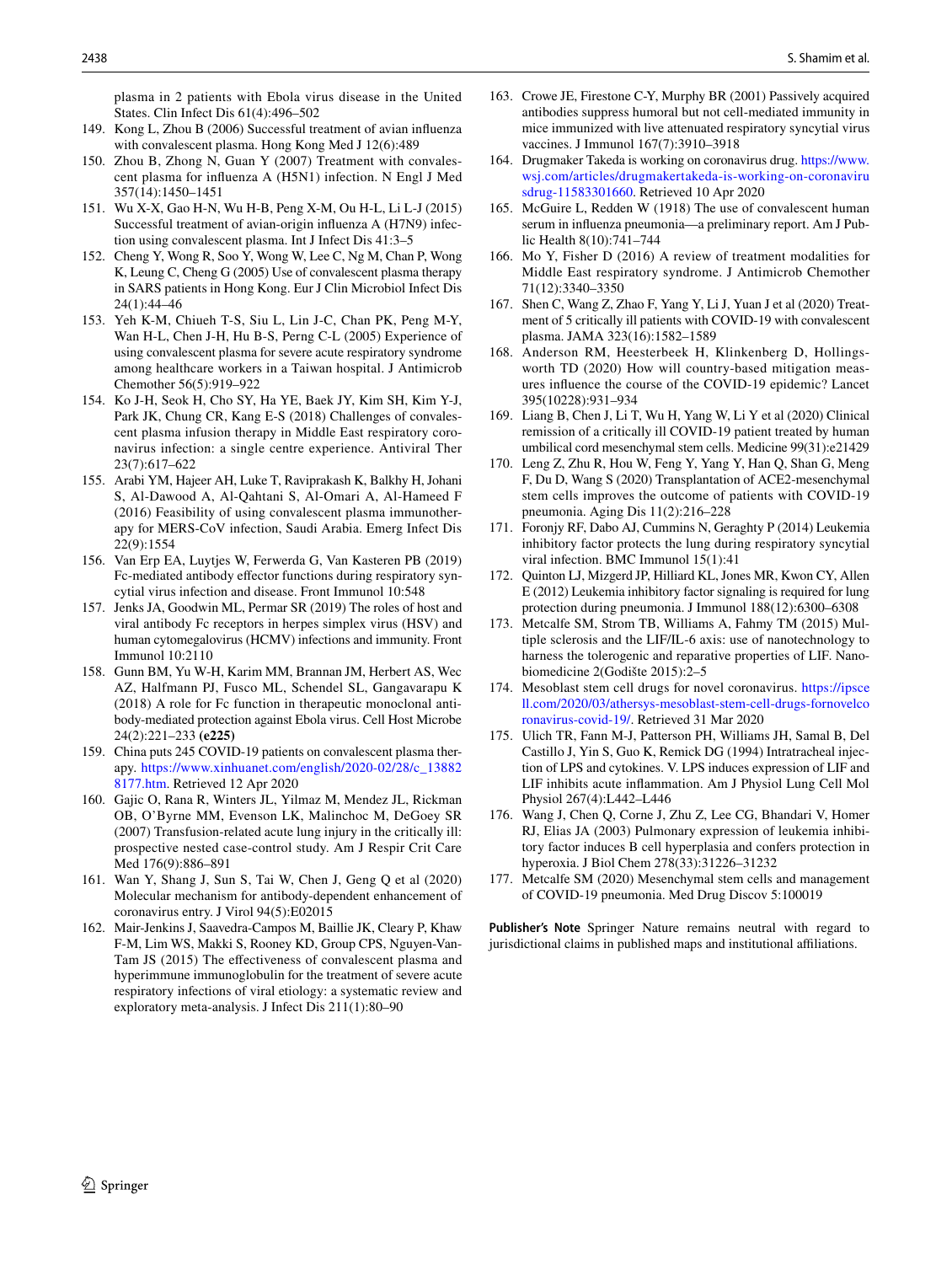plasma in 2 patients with Ebola virus disease in the United States. Clin Infect Dis 61(4):496–502

149. Kong L, Zhou B (2006) Successful treatment of avian influenza with convalescent plasma. Hong Kong Med J 12(6):489
150. Zhou B, Zhong N, Guan Y (2007) Treatment with convalescent plasma for influenza A (H5N1) infection. N Engl J Med 357(14):1450–1451
151. Wu X-X, Gao H-N, Wu H-B, Peng X-M, Ou H-L, Li L-J (2015) Successful treatment of avian-origin influenza A (H7N9) infection using convalescent plasma. Int J Infect Dis 41:3–5
152. Cheng Y, Wong R, Soo Y, Wong W, Lee C, Ng M, Chan P, Wong K, Leung C, Cheng G (2005) Use of convalescent plasma therapy in SARS patients in Hong Kong. Eur J Clin Microbiol Infect Dis 24(1):44–46
153. Yeh K-M, Chiueh T-S, Siu L, Lin J-C, Chan PK, Peng M-Y, Wan H-L, Chen J-H, Hu B-S, Perng C-L (2005) Experience of using convalescent plasma for severe acute respiratory syndrome among healthcare workers in a Taiwan hospital. J Antimicrob Chemother 56(5):919–922
154. Ko J-H, Seok H, Cho SY, Ha YE, Baek JY, Kim SH, Kim Y-J, Park JK, Chung CR, Kang E-S (2018) Challenges of convalescent plasma infusion therapy in Middle East respiratory coronavirus infection: a single centre experience. Antiviral Ther 23(7):617–622
155. Arabi YM, Hajeer AH, Luke T, Raviprakash K, Balkhy H, Johani S, Al-Dawood A, Al-Qahtani S, Al-Omari A, Al-Hameed F (2016) Feasibility of using convalescent plasma immunotherapy for MERS-CoV infection, Saudi Arabia. Emerg Infect Dis 22(9):1554
156. Van Erp EA, Luytjes W, Ferwerda G, Van Kasteren PB (2019) Fc-mediated antibody effector functions during respiratory syncytial virus infection and disease. Front Immunol 10:548
157. Jenks JA, Goodwin ML, Permar SR (2019) The roles of host and viral antibody Fc receptors in herpes simplex virus (HSV) and human cytomegalovirus (HCMV) infections and immunity. Front Immunol 10:2110
158. Gunn BM, Yu W-H, Karim MM, Brannan JM, Herbert AS, Wec AZ, Halfmann PJ, Fusco ML, Schendel SL, Gangavarapu K (2018) A role for Fc function in therapeutic monoclonal antibody-mediated protection against Ebola virus. Cell Host Microbe 24(2):221–233 **(e225)**
159. China puts 245 COVID-19 patients on convalescent plasma therapy. https://www.xinhuanet.com/english/2020-02/28/c_138828177.htm. Retrieved 12 Apr 2020
160. Gajic O, Rana R, Winters JL, Yilmaz M, Mendez JL, Rickman OB, O'Byrne MM, Evenson LK, Malinchoc M, DeGoey SR (2007) Transfusion-related acute lung injury in the critically ill: prospective nested case-control study. Am J Respir Crit Care Med 176(9):886–891
161. Wan Y, Shang J, Sun S, Tai W, Chen J, Geng Q et al (2020) Molecular mechanism for antibody-dependent enhancement of coronavirus entry. J Virol 94(5):E02015
162. Mair-Jenkins J, Saavedra-Campos M, Baillie JK, Cleary P, Khaw F-M, Lim WS, Makki S, Rooney KD, Group CPS, Nguyen-Van-Tam JS (2015) The effectiveness of convalescent plasma and hyperimmune immunoglobulin for the treatment of severe acute respiratory infections of viral etiology: a systematic review and exploratory meta-analysis. J Infect Dis 211(1):80–90
163. Crowe JE, Firestone C-Y, Murphy BR (2001) Passively acquired antibodies suppress humoral but not cell-mediated immunity in mice immunized with live attenuated respiratory syncytial virus vaccines. J Immunol 167(7):3910–3918
164. Drugmaker Takeda is working on coronavirus drug. https://www.wsj.com/articles/drugmakertakeda-is-working-on-coronavirusdrug-11583301660. Retrieved 10 Apr 2020
165. McGuire L, Redden W (1918) The use of convalescent human serum in influenza pneumonia—a preliminary report. Am J Public Health 8(10):741–744
166. Mo Y, Fisher D (2016) A review of treatment modalities for Middle East respiratory syndrome. J Antimicrob Chemother 71(12):3340–3350
167. Shen C, Wang Z, Zhao F, Yang Y, Li J, Yuan J et al (2020) Treatment of 5 critically ill patients with COVID-19 with convalescent plasma. JAMA 323(16):1582–1589
168. Anderson RM, Heesterbeek H, Klinkenberg D, Hollingsworth TD (2020) How will country-based mitigation measures influence the course of the COVID-19 epidemic? Lancet 395(10228):931–934
169. Liang B, Chen J, Li T, Wu H, Yang W, Li Y et al (2020) Clinical remission of a critically ill COVID-19 patient treated by human umbilical cord mesenchymal stem cells. Medicine 99(31):e21429
170. Leng Z, Zhu R, Hou W, Feng Y, Yang Y, Han Q, Shan G, Meng F, Du D, Wang S (2020) Transplantation of ACE2-mesenchymal stem cells improves the outcome of patients with COVID-19 pneumonia. Aging Dis 11(2):216–228
171. Foronjy RF, Dabo AJ, Cummins N, Geraghty P (2014) Leukemia inhibitory factor protects the lung during respiratory syncytial viral infection. BMC Immunol 15(1):41
172. Quinton LJ, Mizgerd JP, Hilliard KL, Jones MR, Kwon CY, Allen E (2012) Leukemia inhibitory factor signaling is required for lung protection during pneumonia. J Immunol 188(12):6300–6308
173. Metcalfe SM, Strom TB, Williams A, Fahmy TM (2015) Multiple sclerosis and the LIF/IL-6 axis: use of nanotechnology to harness the tolerogenic and reparative properties of LIF. Nanobiomedicine 2(Godište 2015):2–5
174. Mesoblast stem cell drugs for novel coronavirus. https://ipscell.com/2020/03/athersys-mesoblast-stem-cell-drugs-fornovelcoronavirus-covid-19/. Retrieved 31 Mar 2020
175. Ulich TR, Fann M-J, Patterson PH, Williams JH, Samal B, Del Castillo J, Yin S, Guo K, Remick DG (1994) Intratracheal injection of LPS and cytokines. V. LPS induces expression of LIF and LIF inhibits acute inflammation. Am J Physiol Lung Cell Mol Physiol 267(4):L442–L446
176. Wang J, Chen Q, Corne J, Zhu Z, Lee CG, Bhandari V, Homer RJ, Elias JA (2003) Pulmonary expression of leukemia inhibitory factor induces B cell hyperplasia and confers protection in hyperoxia. J Biol Chem 278(33):31226–31232
177. Metcalfe SM (2020) Mesenchymal stem cells and management of COVID-19 pneumonia. Med Drug Discov 5:100019

**Publisher's Note** Springer Nature remains neutral with regard to jurisdictional claims in published maps and institutional affiliations.